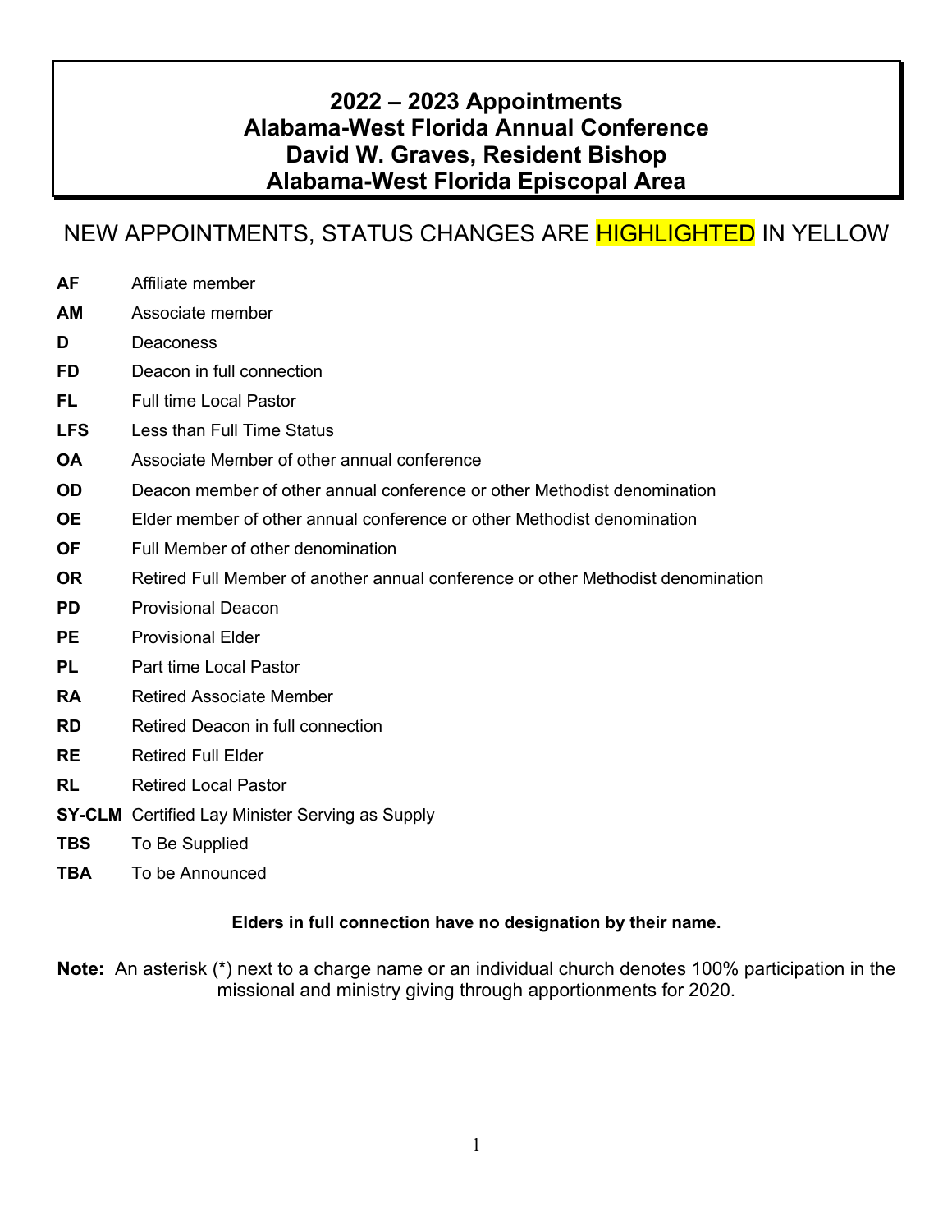# 2022 – 2023 Appointments
# Alabama-West Florida Annual Conference
# David W. Graves, Resident Bishop
# Alabama-West Florida Episcopal Area

## NEW APPOINTMENTS, STATUS CHANGES ARE HIGHLIGHTED IN YELLOW

| | |
|---|---|
| **AF** | Affiliate member |
| **AM** | Associate member |
| **D** | Deaconess |
| **FD** | Deacon in full connection |
| **FL** | Full time Local Pastor |
| **LFS** | Less than Full Time Status |
| **OA** | Associate Member of other annual conference |
| **OD** | Deacon member of other annual conference or other Methodist denomination |
| **OE** | Elder member of other annual conference or other Methodist denomination |
| **OF** | Full Member of other denomination |
| **OR** | Retired Full Member of another annual conference or other Methodist denomination |
| **PD** | Provisional Deacon |
| **PE** | Provisional Elder |
| **PL** | Part time Local Pastor |
| **RA** | Retired Associate Member |
| **RD** | Retired Deacon in full connection |
| **RE** | Retired Full Elder |
| **RL** | Retired Local Pastor |
| **SY-CLM** | Certified Lay Minister Serving as Supply |
| **TBS** | To Be Supplied |
| **TBA** | To be Announced |

**Elders in full connection have no designation by their name.**

**Note:** An asterisk (*) next to a charge name or an individual church denotes 100% participation in the missional and ministry giving through apportionments for 2020.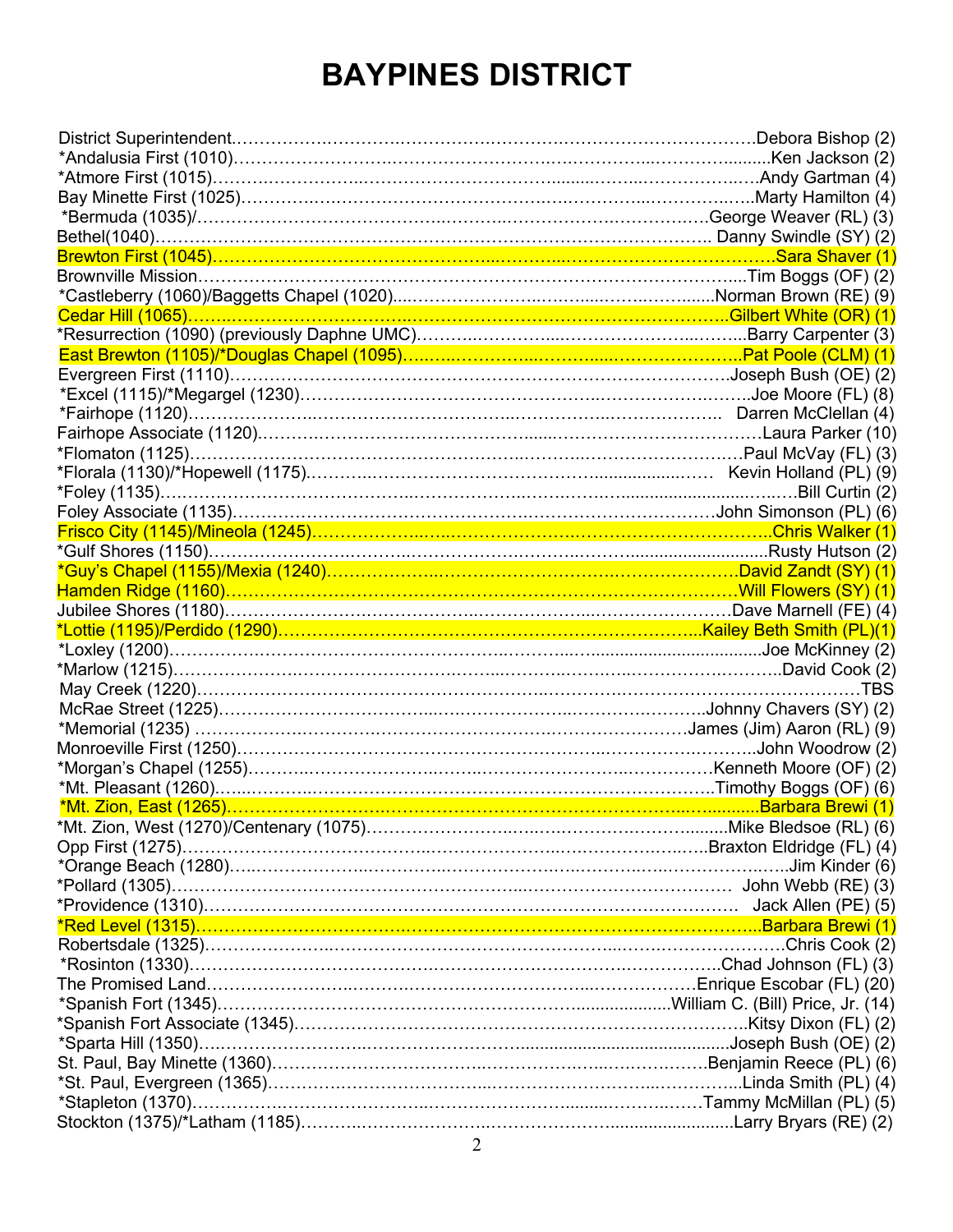# BAYPINES DISTRICT

District Superintendent……………………………………………………………………………Debora Bishop (2)
*Andalusia First (1010)……………………………………………………………………………Ken Jackson (2)
*Atmore First (1015)……………………………………………………………………………Andy Gartman (4)
Bay Minette First (1025)……………………………………………………………………………Marty Hamilton (4)
*Bermuda (1035)/……………………………………………………………………………George Weaver (RL) (3)
Bethel(1040)…………………………………………………………………………… Danny Swindle (SY) (2)
Brewton First (1045)……………………………………………………………………………Sara Shaver (1)
Brownville Mission……………………………………………………………………………Tim Boggs (OF) (2)
*Castleberry (1060)/Baggetts Chapel (1020)……………………………………………………………………………Norman Brown (RE) (9)
Cedar Hill (1065)……………………………………………………………………………Gilbert White (OR) (1)
*Resurrection (1090) (previously Daphne UMC)……………………………………………………………………………Barry Carpenter (3)
East Brewton (1105)/*Douglas Chapel (1095)……………………………………………………………………………Pat Poole (CLM) (1)
Evergreen First (1110)……………………………………………………………………………Joseph Bush (OE) (2)
*Excel (1115)/*Megargel (1230)……………………………………………………………………………Joe Moore (FL) (8)
*Fairhope (1120)…………………………………………………………………………… Darren McClellan (4)
Fairhope Associate (1120)……………………………………………………………………………Laura Parker (10)
*Flomaton (1125)……………………………………………………………………………Paul McVay (FL) (3)
*Florala (1130)/*Hopewell (1175)…………………………………………………………………………… Kevin Holland (PL) (9)
*Foley (1135)……………………………………………………………………………Bill Curtin (2)
Foley Associate (1135)……………………………………………………………………………John Simonson (PL) (6)
Frisco City (1145)/Mineola (1245)……………………………………………………………………………Chris Walker (1)
*Gulf Shores (1150)……………………………………………………………………………Rusty Hutson (2)
*Guy's Chapel (1155)/Mexia (1240)……………………………………………………………………………David Zandt (SY) (1)
Hamden Ridge (1160)……………………………………………………………………………Will Flowers (SY) (1)
Jubilee Shores (1180)……………………………………………………………………………Dave Marnell (FE) (4)
*Lottie (1195)/Perdido (1290)……………………………………………………………………………Kailey Beth Smith (PL)(1)
*Loxley (1200)……………………………………………………………………………Joe McKinney (2)
*Marlow (1215)……………………………………………………………………………David Cook (2)
May Creek (1220)……………………………………………………………………………TBS
McRae Street (1225)……………………………………………………………………………Johnny Chavers (SY) (2)
*Memorial (1235) ……………………………………………………………………………James (Jim) Aaron (RL) (9)
Monroeville First (1250)……………………………………………………………………………John Woodrow (2)
*Morgan's Chapel (1255)……………………………………………………………………………Kenneth Moore (OF) (2)
*Mt. Pleasant (1260)……………………………………………………………………………Timothy Boggs (OF) (6)
*Mt. Zion, East (1265)……………………………………………………………………………Barbara Brewi (1)
*Mt. Zion, West (1270)/Centenary (1075)……………………………………………………………………………Mike Bledsoe (RL) (6)
Opp First (1275)……………………………………………………………………………Braxton Eldridge (FL) (4)
*Orange Beach (1280)……………………………………………………………………………Jim Kinder (6)
*Pollard (1305)…………………………………………………………………………… John Webb (RE) (3)
*Providence (1310)…………………………………………………………………………… Jack Allen (PE) (5)
*Red Level (1315)……………………………………………………………………………Barbara Brewi (1)
Robertsdale (1325)……………………………………………………………………………Chris Cook (2)
*Rosinton (1330)……………………………………………………………………………Chad Johnson (FL) (3)
The Promised Land……………………………………………………………………………Enrique Escobar (FL) (20)
*Spanish Fort (1345)……………………………………………………………………………William C. (Bill) Price, Jr. (14)
*Spanish Fort Associate (1345)……………………………………………………………………………Kitsy Dixon (FL) (2)
*Sparta Hill (1350)……………………………………………………………………………Joseph Bush (OE) (2)
St. Paul, Bay Minette (1360)……………………………………………………………………………Benjamin Reece (PL) (6)
*St. Paul, Evergreen (1365)……………………………………………………………………………Linda Smith (PL) (4)
*Stapleton (1370)……………………………………………………………………………Tammy McMillan (PL) (5)
Stockton (1375)/*Latham (1185)……………………………………………………………………………Larry Bryars (RE) (2)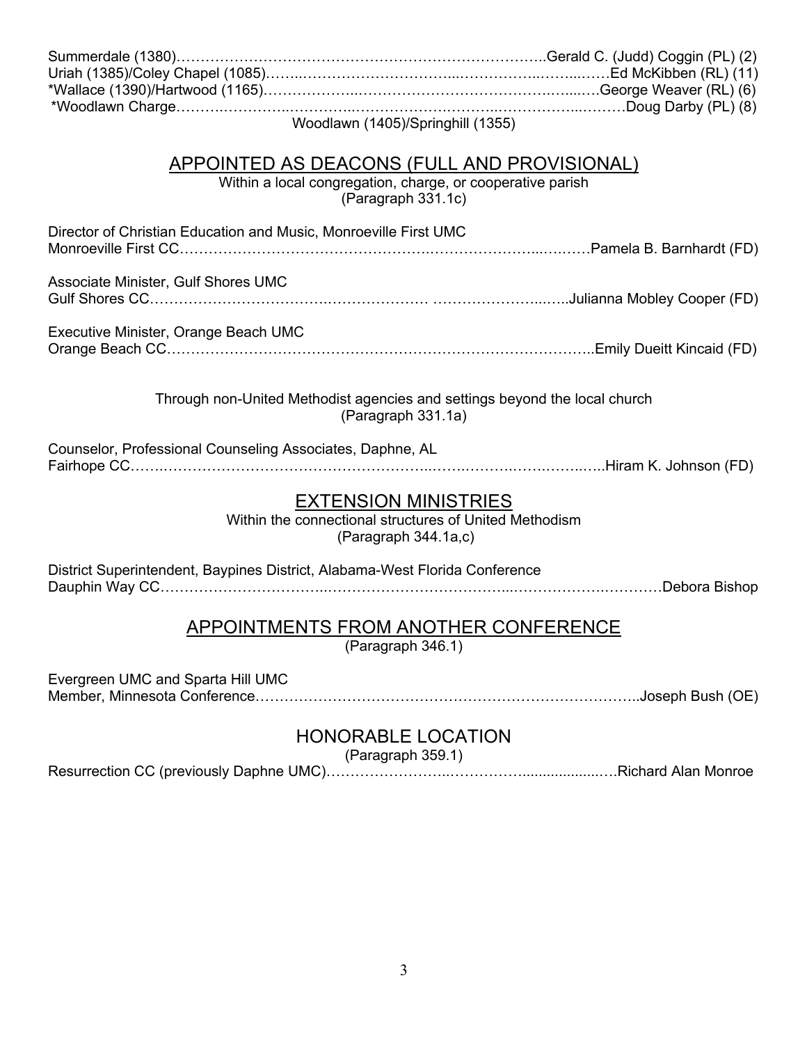Summerdale (1380)……………………………………………………………………..Gerald C. (Judd) Coggin (PL) (2)
Uriah (1385)/Coley Chapel (1085)……..……………………………...……………..……....……Ed McKibben (RL) (11)
*Wallace (1390)/Hartwood (1165)………………..….…….……………………………….......….George Weaver (RL) (6)
*Woodlawn Charge……….…………..………..………………….………..……………...………Doug Darby (PL) (8)
Woodlawn (1405)/Springhill (1355)

## APPOINTED AS DEACONS (FULL AND PROVISIONAL)

Within a local congregation, charge, or cooperative parish
(Paragraph 331.1c)

Director of Christian Education and Music, Monroeville First UMC
Monroeville First CC……………………………………….……………………...….……Pamela B. Barnhardt (FD)

Associate Minister, Gulf Shores UMC
Gulf Shores CC……………………………….………………… ……………………...…..Julianna Mobley Cooper (FD)

Executive Minister, Orange Beach UMC
Orange Beach CC……………………………………………………………………………..Emily Dueitt Kincaid (FD)

Through non-United Methodist agencies and settings beyond the local church
(Paragraph 331.1a)

Counselor, Professional Counseling Associates, Daphne, AL
Fairhope CC…….…………………………………………………..…….………….…….…….…..Hiram K. Johnson (FD)

## EXTENSION MINISTRIES

Within the connectional structures of United Methodism
(Paragraph 344.1a,c)

District Superintendent, Baypines District, Alabama-West Florida Conference
Dauphin Way CC……………………………...………………………………....…..…………….…………Debora Bishop

## APPOINTMENTS FROM ANOTHER CONFERENCE

(Paragraph 346.1)

Evergreen UMC and Sparta Hill UMC
Member, Minnesota Conference……………………………………………………………………..Joseph Bush (OE)

## HONORABLE LOCATION

(Paragraph 359.1)

Resurrection CC (previously Daphne UMC)……………………..……………....................….Richard Alan Monroe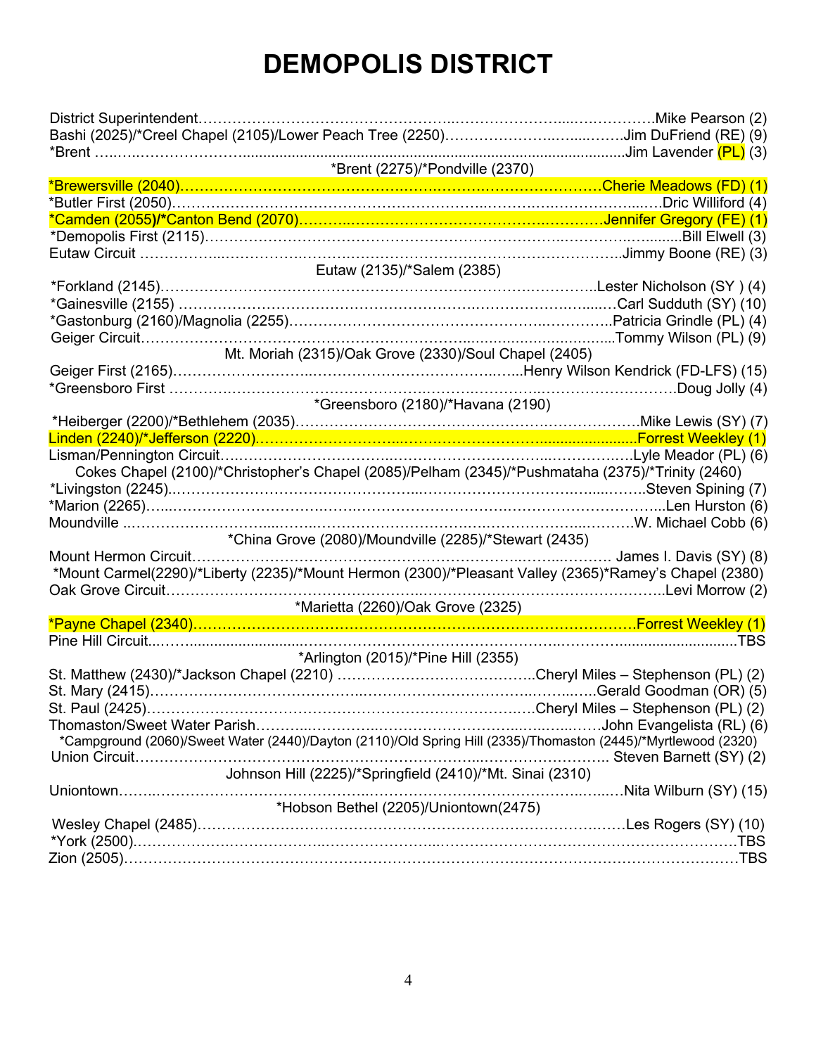# DEMOPOLIS DISTRICT

District Superintendent……………………………………………..…………………...………………Mike Pearson (2)
Bashi (2025)/*Creel Chapel (2105)/Lower Peach Tree (2250)………………….…....……Jim DuFriend (RE) (9)
*Brent …..…..………………….........................................................................................Jim Lavender (PL) (3)

*Brent (2275)/*Pondville (2370)

*Brewersville (2040)………………………………………..…….…….………………………Cherie Meadows (FD) (1)
*Butler First (2050)……………………….………………………………..………….…..…………...….Dric Williford (4)
*Camden (2055)/*Canton Bend (2070)………..…………………………………….…………Jennifer Gregory (FE) (1)
*Demopolis First (2115)……………………………………………………………..………...........Bill Elwell (3)
Eutaw Circuit ……………..……….…….…………………………………………………..Jimmy Boone (RE) (3)

Eutaw (2135)/*Salem (2385)

*Forkland (2145)……………………………………………………………….…………..Lester Nicholson (SY ) (4)
*Gainesville (2155) ……………………………………………….………………….…......Carl Sudduth (SY) (10)
*Gastonburg (2160)/Magnolia (2255)……………………………………………..…………..Patricia Grindle (PL) (4)
Geiger Circuit……………………………………………………………………………….....Tommy Wilson (PL) (9)

Mt. Moriah (2315)/Oak Grove (2330)/Soul Chapel (2405)

Geiger First (2165)……………………..……………………………..…...Henry Wilson Kendrick (FD-LFS) (15)
*Greensboro First ………….……………………………..……..………...…………………….Doug Jolly (4)

*Greensboro (2180)/*Havana (2190)

*Heiberger (2200)/*Bethlehem (2035)……………………………………………….………….Mike Lewis (SY) (7)
Linden (2240)/*Jefferson (2220).……………………...…….…………………......................Forrest Weekley (1)
Lisman/Pennington Circuit…..……………………………..…………………………...……….…..Lyle Meador (PL) (6)

Cokes Chapel (2100)/*Christopher's Chapel (2085)/Pelham (2345)/*Pushmataha (2375)/*Trinity (2460)

*Livingston (2245).………………………………………...…………………………..…......……..Steven Spining (7)
*Marion (2265)…..……………………….…….……………………….……………………………....Len Hurston (6)
Moundville ..……………………...……..………………………………….……………..……….W. Michael Cobb (6)

*China Grove (2080)/Moundville (2285)/*Stewart (2435)

Mount Hermon Circuit………………….……………………………………….……..…….… James I. Davis (SY) (8)

*Mount Carmel(2290)/*Liberty (2235)/*Mount Hermon (2300)/*Pleasant Valley (2365)*Ramey's Chapel (2380)

Oak Grove Circuit………………………………………………….……………………………..Levi Morrow (2)

*Marietta (2260)/Oak Grove (2325)

*Payne Chapel (2340)……………………………………………………………………………Forrest Weekley (1)
Pine Hill Circuit..……..........................…………………………………………..……….............................TBS

*Arlington (2015)/*Pine Hill (2355)

St. Matthew (2430)/*Jackson Chapel (2210) …………………………………..Cheryl Miles – Stephenson (PL) (2)
St. Mary (2415)…………………………………..…………………………………...……..…..Gerald Goodman (OR) (5)
St. Paul (2425)……………………………………………………………………Cheryl Miles – Stephenson (PL) (2)
Thomaston/Sweet Water Parish………...…………..……………………...….…...……John Evangelista (RL) (6)

*Campground (2060)/Sweet Water (2440)/Dayton (2110)/Old Spring Hill (2335)/Thomaston (2445)/*Myrtlewood (2320)

Union Circuit…………………………………………………………...……………………. Steven Barnett (SY) (2)

Johnson Hill (2225)/*Springfield (2410)/*Mt. Sinai (2310)

Uniontown……..…………………………………………..…………………………………..…..….Nita Wilburn (SY) (15)

*Hobson Bethel (2205)/Uniontown(2475)

Wesley Chapel (2485)…………………………………………………………………….……Les Rogers (SY) (10)
*York (2500).………………..………………..…………………...……………………………………………………TBS
Zion (2505)……………………………………………………………………………………………………………TBS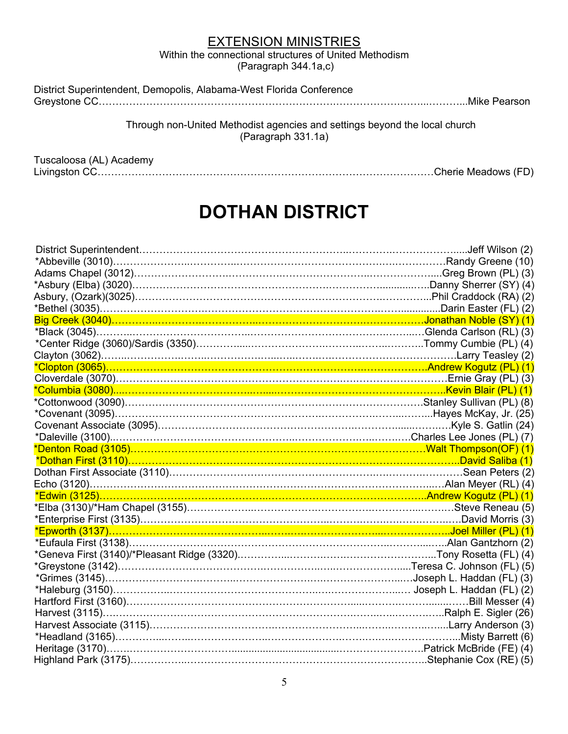## EXTENSION MINISTRIES

Within the connectional structures of United Methodism
(Paragraph 344.1a,c)

District Superintendent, Demopolis, Alabama-West Florida Conference
Greystone CC……………………………………………………………………………………………Mike Pearson

Through non-United Methodist agencies and settings beyond the local church
(Paragraph 331.1a)

Tuscaloosa (AL) Academy
Livingston CC………………………………………………………………………………………Cherie Meadows (FD)

# DOTHAN DISTRICT

District Superintendent……………………………………………………………………………Jeff Wilson (2)
*Abbeville (3010)…………………………………………………………………………………Randy Greene (10)
Adams Chapel (3012)………………………………………………………………………………Greg Brown (PL) (3)
*Asbury (Elba) (3020)……………………………………………………………………………Danny Sherrer (SY) (4)
Asbury, (Ozark)(3025)……………………………………………………………………………Phil Craddock (RA) (2)
*Bethel (3035)……………………………………………………………………………………Darin Easter (FL) (2)
Big Creek (3040)…………………………………………………………………………………Jonathan Noble (SY) (1)
*Black (3045)……………………………………………………………………………………Glenda Carlson (RL) (3)
*Center Ridge (3060)/Sardis (3350)…………………………………………………………Tommy Cumbie (PL) (4)
Clayton (3062)……………………………………………………………………………………Larry Teasley (2)
*Clopton (3065)…………………………………………………………………………………Andrew Kogutz (PL) (1)
Cloverdale (3070)…………………………………………………………………………………Ernie Gray (PL) (3)
*Columbia (3080)…………………………………………………………………………………Kevin Blair (PL) (1)
*Cottonwood (3090)………………………………………………………………………………Stanley Sullivan (PL) (8)
*Covenant (3095)…………………………………………………………………………………Hayes McKay, Jr. (25)
Covenant Associate (3095)………………………………………………………………………Kyle S. Gatlin (24)
*Daleville (3100)…………………………………………………………………………………Charles Lee Jones (PL) (7)
*Denton Road (3105)……………………………………………………………………………Walt Thompson(OF) (1)
*Dothan First (3110)………………………………………………………………………………David Saliba (1)
Dothan First Associate (3110)……………………………………………………………………Sean Peters (2)
Echo (3120)………………………………………………………………………………………Alan Meyer (RL) (4)
*Edwin (3125)……………………………………………………………………………………Andrew Kogutz (PL) (1)
*Elba (3130)/*Ham Chapel (3155)………………………………………………………………Steve Reneau (5)
*Enterprise First (3135)……………………………………………………………………………David Morris (3)
*Epworth (3137)……………………………………………………………………………………Joel Miller (PL) (1)
*Eufaula First (3138)………………………………………………………………………………Alan Gantzhorn (2)
*Geneva First (3140)/*Pleasant Ridge (3320)…………………………………………………Tony Rosetta (FL) (4)
*Greystone (3142)…………………………………………………………………………………Teresa C. Johnson (FL) (5)
*Grimes (3145)……………………………………………………………………………………Joseph L. Haddan (FL) (3)
*Haleburg (3150)…………………………………………………………………………………Joseph L. Haddan (FL) (2)
Hartford First (3160)………………………………………………………………………………Bill Messer (4)
Harvest (3115)……………………………………………………………………………………Ralph E. Sigler (26)
Harvest Associate (3115)…………………………………………………………………………Larry Anderson (3)
*Headland (3165)…………………………………………………………………………………Misty Barrett (6)
Heritage (3170)……………………………………………………………………………………Patrick McBride (FE) (4)
Highland Park (3175)………………………………………………………………………………Stephanie Cox (RE) (5)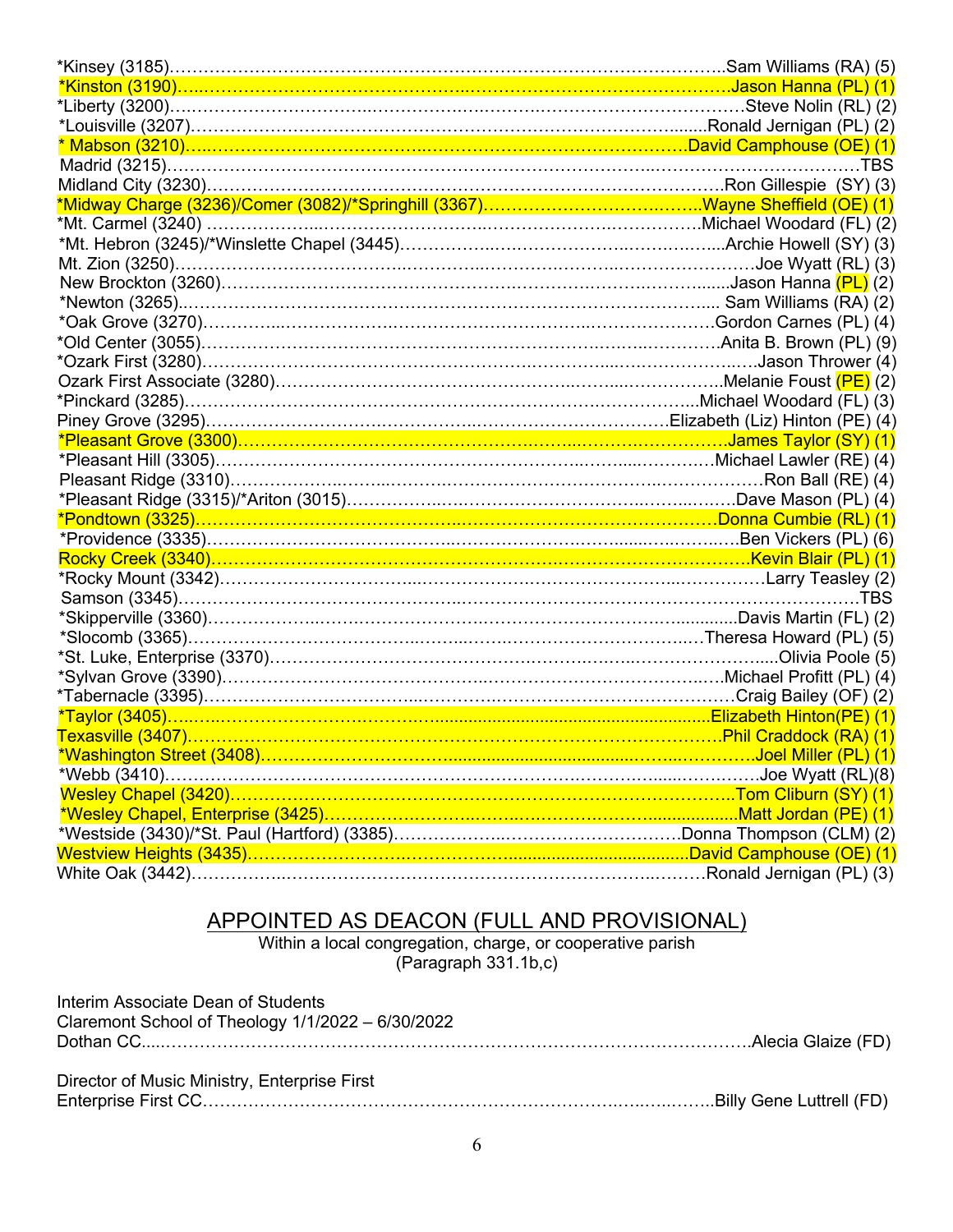*Kinsey (3185)……………………………………………………………………………………..Sam Williams (RA) (5)
*Kinston (3190)…………………………………………………………………………………….Jason Hanna (PL) (1)
*Liberty (3200)……………………………………………………………………………………Steve Nolin (RL) (2)
*Louisville (3207)……………………………………………………………………………….Ronald Jernigan (PL) (2)
* Mabson (3210)………………………………………………………………………….David Camphouse (OE) (1)
Madrid (3215)……………………………………………………………………………………………………TBS
Midland City (3230)………………………………………………………………………….Ron Gillespie (SY) (3)
*Midway Charge (3236)/Comer (3082)/*Springhill (3367)……………………………….Wayne Sheffield (OE) (1)
*Mt. Carmel (3240) ……………………………………………………………………….Michael Woodard (FL) (2)
*Mt. Hebron (3245)/*Winslette Chapel (3445)………………………………………………...Archie Howell (SY) (3)
Mt. Zion (3250)………………………………………………………………………………………Joe Wyatt (RL) (3)
New Brockton (3260)…………………………………………………………………………….Jason Hanna (PL) (2)
*Newton (3265)…………………………………………………………………………………... Sam Williams (RA) (2)
*Oak Grove (3270)……………………………………………………………………………Gordon Carnes (PL) (4)
*Old Center (3055)……………………………………………………………………………Anita B. Brown (PL) (9)
*Ozark First (3280)……………………………………………………………………………………Jason Thrower (4)
Ozark First Associate (3280)………………………………………………………………….Melanie Foust (PE) (2)
*Pinckard (3285)……………………………………………………………………………Michael Woodard (FL) (3)
Piney Grove (3295)……………………………………………………………………….Elizabeth (Liz) Hinton (PE) (4)
*Pleasant Grove (3300)……………………………………………………………………………James Taylor (SY) (1)
*Pleasant Hill (3305)………………………………………………………………………….Michael Lawler (RE) (4)
Pleasant Ridge (3310)………………………………………………………………………………Ron Ball (RE) (4)
*Pleasant Ridge (3315)/*Ariton (3015)…………………………………………………………Dave Mason (PL) (4)
*Pondtown (3325)……………………………………………………………………………Donna Cumbie (RL) (1)
*Providence (3335)………………………………………………………………………………Ben Vickers (PL) (6)
Rocky Creek (3340)……………………………………………………………………………………Kevin Blair (PL) (1)
*Rocky Mount (3342)………………………………………………………………………………Larry Teasley (2)
Samson (3345)……………………………………………………………………………………………………TBS
*Skipperville (3360)…………………………………………………………………………….Davis Martin (FL) (2)
*Slocomb (3365)………………………………………………………………………….Theresa Howard (PL) (5)
*St. Luke, Enterprise (3370)…………………………………………………………………………….Olivia Poole (5)
*Sylvan Grove (3390)……………………………………………………………………….Michael Profitt (PL) (4)
*Tabernacle (3395)………………………………………………………………………………Craig Bailey (OF) (2)
*Taylor (3405)…………………………………………………………………………………Elizabeth Hinton(PE) (1)
Texasville (3407)…………………………………………………………………………………Phil Craddock (RA) (1)
*Washington Street (3408)…………………………………………………………………………Joel Miller (PL) (1)
*Webb (3410)……………………………………………………………………………………….Joe Wyatt (RL)(8)
Wesley Chapel (3420)…………………………………………………………………………..Tom Cliburn (SY) (1)
*Wesley Chapel, Enterprise (3425)………………………………………………………………Matt Jordan (PE) (1)
*Westside (3430)/*St. Paul (Hartford) (3385)……………………………………………Donna Thompson (CLM) (2)
Westview Heights (3435)……………………………………………………………………David Camphouse (OE) (1)
White Oak (3442)…………………………………………………………………………..Ronald Jernigan (PL) (3)

## APPOINTED AS DEACON (FULL AND PROVISIONAL)

Within a local congregation, charge, or cooperative parish
(Paragraph 331.1b,c)

Interim Associate Dean of Students
Claremont School of Theology 1/1/2022 – 6/30/2022
Dothan CC……………………………………………………………………………………………Alecia Glaize (FD)

Director of Music Ministry, Enterprise First
Enterprise First CC………………………………………………………………………………Billy Gene Luttrell (FD)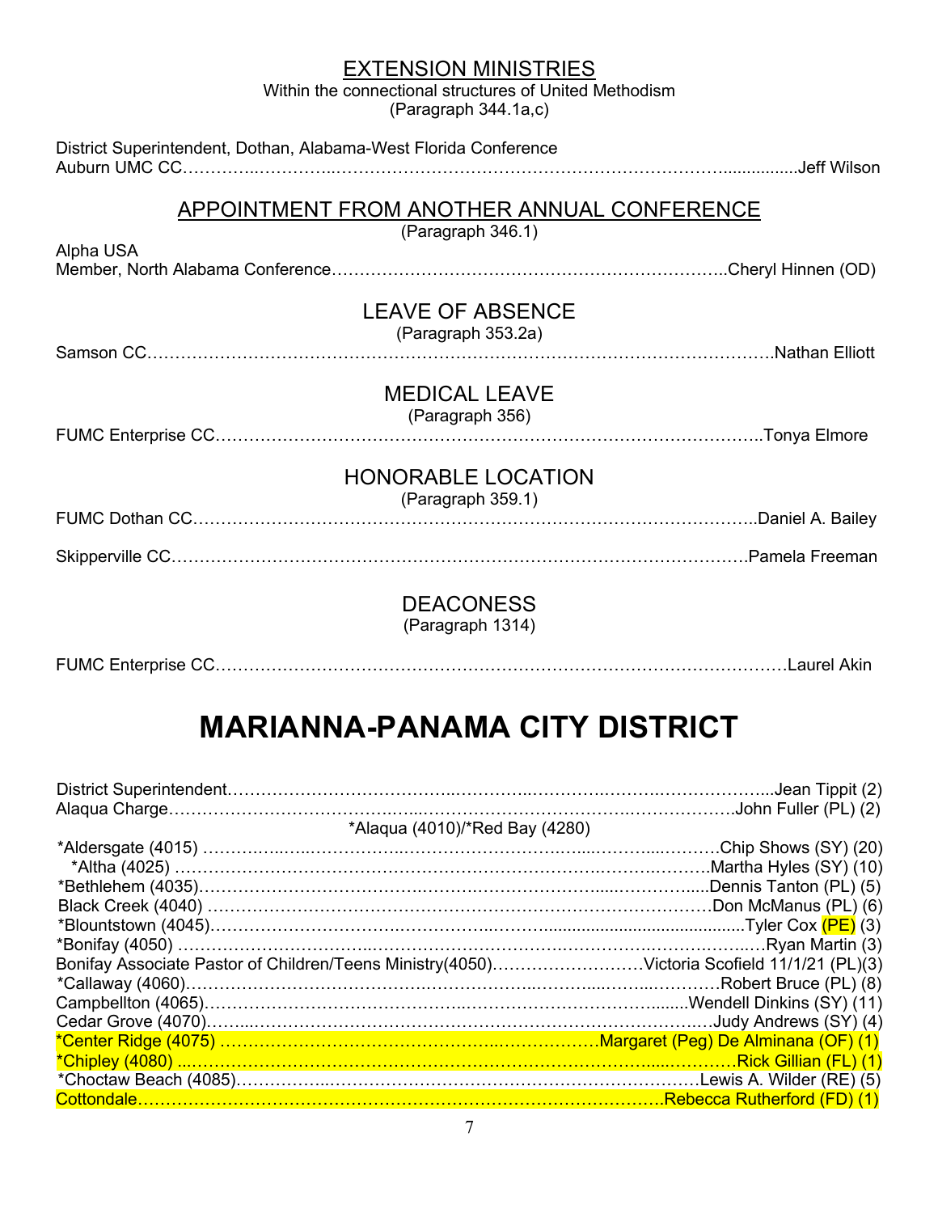## EXTENSION MINISTRIES

Within the connectional structures of United Methodism
(Paragraph 344.1a,c)

District Superintendent, Dothan, Alabama-West Florida Conference
Auburn UMC CC……………………………………………………………………………Jeff Wilson

## APPOINTMENT FROM ANOTHER ANNUAL CONFERENCE

(Paragraph 346.1)

Alpha USA
Member, North Alabama Conference……………………………………………………………Cheryl Hinnen (OD)

## LEAVE OF ABSENCE

(Paragraph 353.2a)

Samson CC……………………………………………………………………………………Nathan Elliott

## MEDICAL LEAVE

(Paragraph 356)

FUMC Enterprise CC……………………………………………………………………………Tonya Elmore

## HONORABLE LOCATION

(Paragraph 359.1)

FUMC Dothan CC………………………………………………………………………………Daniel A. Bailey

Skipperville CC…………………………………………………………………………………Pamela Freeman

## DEACONESS

(Paragraph 1314)

FUMC Enterprise CC……………………………………………………………………………Laurel Akin

# MARIANNA-PANAMA CITY DISTRICT

District Superintendent……………………………………………………………………Jean Tippit (2)
Alaqua Charge……………………………………………………………………………John Fuller (PL) (2)
*Alaqua (4010)/*Red Bay (4280)
*Aldersgate (4015) ……………………………………………………………………Chip Shows (SY) (20)
*Altha (4025) ………………………………………………………………………Martha Hyles (SY) (10)
*Bethlehem (4035)…………………………………………………………………Dennis Tanton (PL) (5)
Black Creek (4040) ………………………………………………………………Don McManus (PL) (6)
*Blountstown (4045)……………………………………………………………………Tyler Cox (PE) (3)
*Bonifay (4050) ……………………………………………………………………………Ryan Martin (3)
Bonifay Associate Pastor of Children/Teens Ministry(4050)………………Victoria Scofield 11/1/21 (PL)(3)
*Callaway (4060)…………………………………………………………………Robert Bruce (PL) (8)
Campbellton (4065)………………………………………………………………Wendell Dinkins (SY) (11)
Cedar Grove (4070)………………………………………………………………Judy Andrews (SY) (4)
*Center Ridge (4075) ……………………………………………Margaret (Peg) De Alminana (OF) (1)
*Chipley (4080) ……………………………………………………………………Rick Gillian (FL) (1)
*Choctaw Beach (4085)………………………………………………………………Lewis A. Wilder (RE) (5)
Cottondale…………………………………………………………………………Rebecca Rutherford (FD) (1)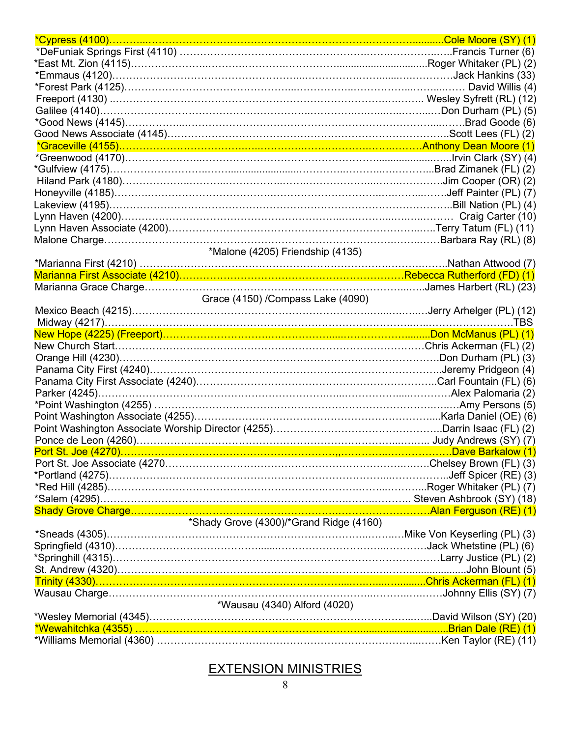*Cypress (4100)……………………………………………………………Cole Moore (SY) (1)
*DeFuniak Springs First (4110) ……………………………………………………Francis Turner (6)
*East Mt. Zion (4115)……………………………………………………Roger Whitaker (PL) (2)
*Emmaus (4120)……………………………………………………………Jack Hankins (33)
*Forest Park (4125)……………………………………………………………David Willis (4)
Freeport (4130) ……………………………………………………………Wesley Syfrett (RL) (12)
Galilee (4140)……………………………………………………………Don Durham (PL) (5)
*Good News (4145)……………………………………………………………Brad Goode (6)
Good News Associate (4145)……………………………………………………Scott Lees (FL) (2)
*Graceville (4155)……………………………………………………Anthony Dean Moore (1)
*Greenwood (4170)……………………………………………………………Irvin Clark (SY) (4)
*Gulfview (4175)……………………………………………………………Brad Zimanek (FL) (2)
Hiland Park (4180)……………………………………………………………Jim Cooper (OR) (2)
Honeyville (4185)……………………………………………………………Jeff Painter (PL) (7)
Lakeview (4195)……………………………………………………………Bill Nation (PL) (4)
Lynn Haven (4200)……………………………………………………………Craig Carter (10)
Lynn Haven Associate (4200)……………………………………………………Terry Tatum (FL) (11)
Malone Charge……………………………………………………………Barbara Ray (RL) (8)
*Malone (4205) Friendship (4135)
*Marianna First (4210) ……………………………………………………Nathan Attwood (7)
Marianna First Associate (4210)……………………………………………Rebecca Rutherford (FD) (1)
Marianna Grace Charge……………………………………………………James Harbert (RL) (23)
Grace (4150) /Compass Lake (4090)
Mexico Beach (4215)……………………………………………………Jerry Arhelger (PL) (12)
Midway (4217)……………………………………………………………TBS
New Hope (4225) (Freeport)……………………………………………………Don McManus (PL) (1)
New Church Start……………………………………………………………Chris Ackerman (FL) (2)
Orange Hill (4230)……………………………………………………………Don Durham (PL) (3)
Panama City First (4240)……………………………………………………Jeremy Pridgeon (4)
Panama City First Associate (4240)……………………………………………Carl Fountain (FL) (6)
Parker (4245)……………………………………………………………Alex Palomaria (2)
*Point Washington (4255) ……………………………………………………Amy Persons (5)
Point Washington Associate (4255)……………………………………………Karla Daniel (OE) (6)
Point Washington Associate Worship Director (4255)…………………………Darrin Isaac (FL) (2)
Ponce de Leon (4260)……………………………………………………Judy Andrews (SY) (7)
Port St. Joe (4270)……………………………………………………………Dave Barkalow (1)
Port St. Joe Associate (4270……………………………………………………Chelsey Brown (FL) (3)
*Portland (4275)……………………………………………………………Jeff Spicer (RE) (3)
*Red Hill (4285)……………………………………………………………Roger Whitaker (PL) (7)
*Salem (4295)……………………………………………………………Steven Ashbrook (SY) (18)
Shady Grove Charge……………………………………………………………Alan Ferguson (RE) (1)
*Shady Grove (4300)/*Grand Ridge (4160)
*Sneads (4305)……………………………………………………Mike Von Keyserling (PL) (3)
Springfield (4310)……………………………………………………………Jack Whetstine (PL) (6)
*Springhill (4315)……………………………………………………………Larry Justice (PL) (2)
St. Andrew (4320)……………………………………………………………John Blount (5)
Trinity (4330)……………………………………………………………Chris Ackerman (FL) (1)
Wausau Charge……………………………………………………………Johnny Ellis (SY) (7)
*Wausau (4340) Alford (4020)
*Wesley Memorial (4345)……………………………………………………David Wilson (SY) (20)
*Wewahitchka (4355) ……………………………………………………………Brian Dale (RE) (1)
*Williams Memorial (4360) ……………………………………………………Ken Taylor (RE) (11)

## EXTENSION MINISTRIES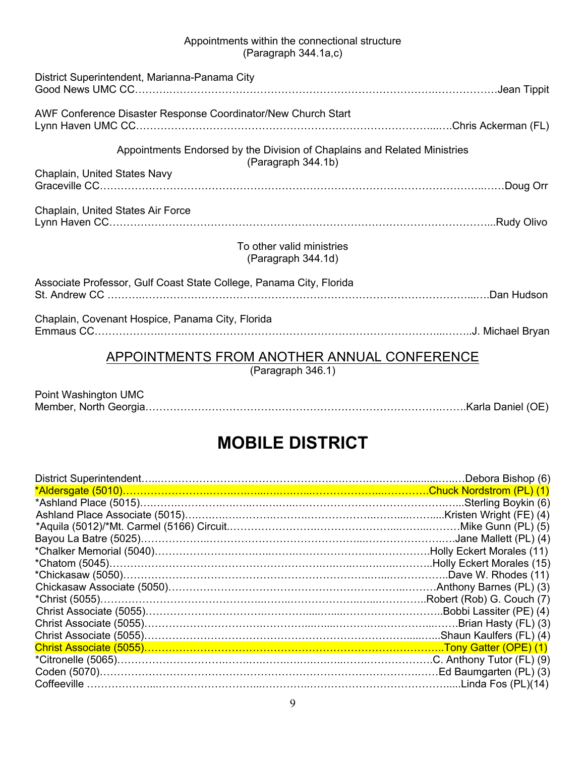Appointments within the connectional structure
(Paragraph 344.1a,c)

District Superintendent, Marianna-Panama City
Good News UMC CC……………………………………………………………………………………Jean Tippit

AWF Conference Disaster Response Coordinator/New Church Start
Lynn Haven UMC CC……………………………………………………………………………Chris Ackerman (FL)

Appointments Endorsed by the Division of Chaplains and Related Ministries
(Paragraph 344.1b)

Chaplain, United States Navy
Graceville CC……………………………………………………………………………………………Doug Orr

Chaplain, United States Air Force
Lynn Haven CC……………………………………………………………………………………………Rudy Olivo

To other valid ministries
(Paragraph 344.1d)

Associate Professor, Gulf Coast State College, Panama City, Florida
St. Andrew CC ……………………………………………………………………………………………Dan Hudson

Chaplain, Covenant Hospice, Panama City, Florida
Emmaus CC…………………………………………………………………………………………J. Michael Bryan

## APPOINTMENTS FROM ANOTHER ANNUAL CONFERENCE

(Paragraph 346.1)

Point Washington UMC
Member, North Georgia……………………………………………………………………………Karla Daniel (OE)

# MOBILE DISTRICT

District Superintendent……………………………………………………………………………Debora Bishop (6)
*Aldersgate (5010)……………………………………………………………………………Chuck Nordstrom (PL) (1)
*Ashland Place (5015)……………………………………………………………………………Sterling Boykin (6)
Ashland Place Associate (5015)…………………………………………………………Kristen Wright (FE) (4)
*Aquila (5012)/*Mt. Carmel (5166) Circuit………………………………………………………Mike Gunn (PL) (5)
Bayou La Batre (5025)……………………………………………………………………………Jane Mallett (PL) (4)
*Chalker Memorial (5040)……………………………………………………………………Holly Eckert Morales (11)
*Chatom (5045)……………………………………………………………………………Holly Eckert Morales (15)
*Chickasaw (5050)……………………………………………………………………………Dave W. Rhodes (11)
Chickasaw Associate (5050)……………………………………………………………Anthony Barnes (PL) (3)
*Christ (5055)……………………………………………………………………………Robert (Rob) G. Couch (7)
Christ Associate (5055)……………………………………………………………………Bobbi Lassiter (PE) (4)
Christ Associate (5055)……………………………………………………………………Brian Hasty (FL) (3)
Christ Associate (5055)……………………………………………………………………Shaun Kaulfers (FL) (4)
Christ Associate (5055)……………………………………………………………………Tony Gatter (OPE) (1)
*Citronelle (5065)……………………………………………………………………………C. Anthony Tutor (FL) (9)
Coden (5070)……………………………………………………………………………Ed Baumgarten (PL) (3)
Coffeeville ……………………………………………………………………………………Linda Fos (PL)(14)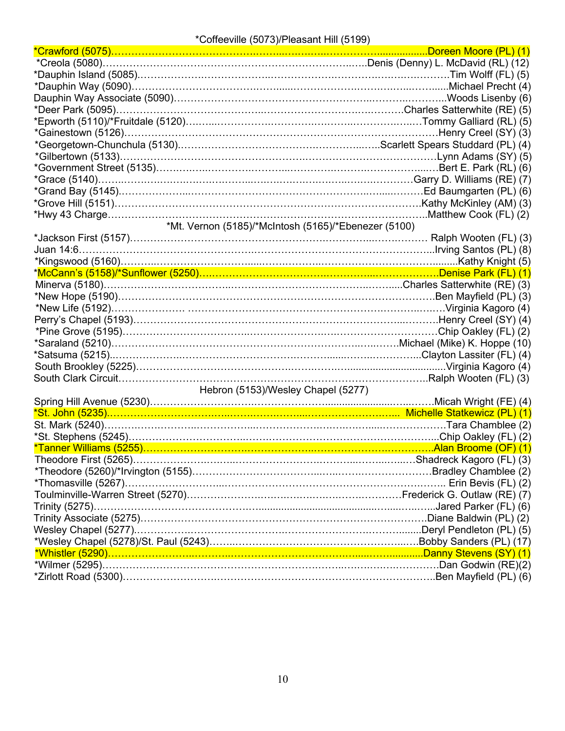*Coffeeville (5073)/Pleasant Hill (5199)

*Crawford (5075)……………………………………………………………………………Doreen Moore (PL) (1)
*Creola (5080)……………………………………………………………………Denis (Denny) L. McDavid (RL) (12)
*Dauphin Island (5085)………………………………………………………………………………Tim Wolff (FL) (5)
*Dauphin Way (5090)…………………………………………………………………………………Michael Precht (4)
Dauphin Way Associate (5090)……………………………………………………………………Woods Lisenby (6)
*Deer Park (5095)……………………………………………………………………Charles Satterwhite (RE) (5)
*Epworth (5110)/*Fruitdale (5120)……………………………………………………………Tommy Galliard (RL) (5)
*Gainestown (5126)……………………………………………………………………………Henry Creel (SY) (3)
*Georgetown-Chunchula (5130)………………………………………………………Scarlett Spears Studdard (PL) (4)
*Gilbertown (5133)………………………………………………………………………………Lynn Adams (SY) (5)
*Government Street (5135)………………………………………………………………………Bert E. Park (RL) (6)
*Grace (5140)……………………………………………………………………………Garry D. Williams (RE) (7)
*Grand Bay (5145)……………………………………………………………………………Ed Baumgarten (PL) (6)
*Grove Hill (5151)……………………………………………………………………………Kathy McKinley (AM) (3)
*Hwy 43 Charge……………………………………………………………………………………Matthew Cook (FL) (2)

*Mt. Vernon (5185)/*McIntosh (5165)/*Ebenezer (5100)

*Jackson First (5157)…………………………………………………………………………… Ralph Wooten (FL) (3)
Juan 14:6……………………………………………………………………………………………Irving Santos (PL) (8)
*Kingswood (5160)………………………………………………………………………………………Kathy Knight (5)
*McCann's (5158)/*Sunflower (5250)……………………………………………………………Denise Park (FL) (1)
Minerva (5180)……………………………………………………………………………Charles Satterwhite (RE) (3)
*New Hope (5190)……………………………………………………………………………………Ben Mayfield (PL) (3)
*New Life (5192)………………………………………………………………………………………Virginia Kagoro (4)
Perry's Chapel (5193)……………………………………………………………………………Henry Creel (SY) (4)
*Pine Grove (5195)………………………………………………………………………………………Chip Oakley (FL) (2)
*Saraland (5210)…………………………………………………………………………Michael (Mike) K. Hoppe (10)
*Satsuma (5215)………………………………………………………………………………Clayton Lassiter (FL) (4)
South Brookley (5225)………………………………………………………………………………Virginia Kagoro (4)
South Clark Circuit…………………………………………………………………………………Ralph Wooten (FL) (3)

Hebron (5153)/Wesley Chapel (5277)

Spring Hill Avenue (5230)…………………………………………………………………………Micah Wright (FE) (4)
*St. John (5235)……………………………………………………………………………… Michelle Statkewicz (PL) (1)
St. Mark (5240)…………………………………………………………………………………………Tara Chamblee (2)
*St. Stephens (5245)………………………………………………………………………………Chip Oakley (FL) (2)
*Tanner Williams (5255)………………………………………………………………………………Alan Broome (OF) (1)
Theodore First (5265)……………………………………………………………………………Shadreck Kagoro (FL) (3)
*Theodore (5260)/*Irvington (5155)……………………………………………………………Bradley Chamblee (2)
*Thomasville (5267)…………………………………………………………………………………… Erin Bevis (FL) (2)
Toulminville-Warren Street (5270)…………………………………………………………Frederick G. Outlaw (RE) (7)
Trinity (5275)…………………………………………………………………………………………Jared Parker (FL) (6)
Trinity Associate (5275)………………………………………………………………………………Diane Baldwin (PL) (2)
Wesley Chapel (5277)………………………………………………………………………………Deryl Pendleton (PL) (5)
*Wesley Chapel (5278)/St. Paul (5243)……………………………………………………………Bobby Sanders (PL) (17)
*Whistler (5290)…………………………………………………………………………………Danny Stevens (SY) (1)
*Wilmer (5295)………………………………………………………………………………………Dan Godwin (RE)(2)
*Zirlott Road (5300)……………………………………………………………………………………Ben Mayfield (PL) (6)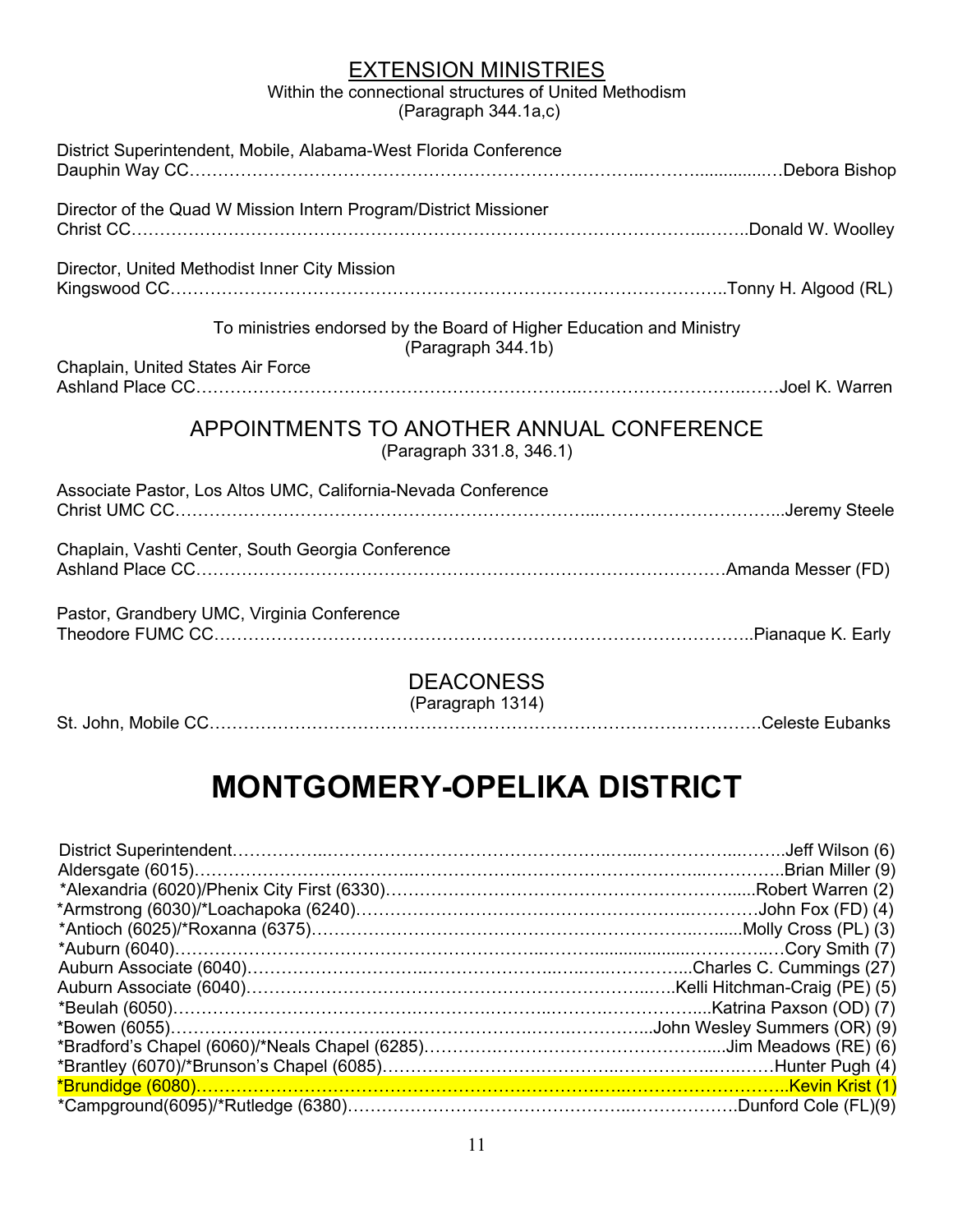## EXTENSION MINISTRIES

Within the connectional structures of United Methodism
(Paragraph 344.1a,c)

District Superintendent, Mobile, Alabama-West Florida Conference
Dauphin Way CC……………………………………………………………………………….Debora Bishop

Director of the Quad W Mission Intern Program/District Missioner
Christ CC……………………………………………………………………………………….Donald W. Woolley

Director, United Methodist Inner City Mission
Kingswood CC………………………………………………………………………………..Tonny H. Algood (RL)

To ministries endorsed by the Board of Higher Education and Ministry
(Paragraph 344.1b)

Chaplain, United States Air Force
Ashland Place CC………………………………………………………………………………Joel K. Warren

## APPOINTMENTS TO ANOTHER ANNUAL CONFERENCE

(Paragraph 331.8, 346.1)

Associate Pastor, Los Altos UMC, California-Nevada Conference
Christ UMC CC…………………………………………………………………………………..Jeremy Steele

Chaplain, Vashti Center, South Georgia Conference
Ashland Place CC……………………………………………………………………………Amanda Messer (FD)

Pastor, Grandbery UMC, Virginia Conference
Theodore FUMC CC……………………………………………………………………………..Pianaque K. Early

## DEACONESS

(Paragraph 1314)

St. John, Mobile CC……………………………………………………………………………Celeste Eubanks

# MONTGOMERY-OPELIKA DISTRICT

District Superintendent…………………………………………………………………………Jeff Wilson (6)
Aldersgate (6015)……………………………………………………………………………Brian Miller (9)
*Alexandria (6020)/Phenix City First (6330)…………………………………………………Robert Warren (2)
*Armstrong (6030)/*Loachapoka (6240)…………………………………………………John Fox (FD) (4)
*Antioch (6025)/*Roxanna (6375)…………………………………………………………Molly Cross (PL) (3)
*Auburn (6040)……………………………………………………………………………………Cory Smith (7)
Auburn Associate (6040)………………………………………………………………Charles C. Cummings (27)
Auburn Associate (6040)……………………………………………………………Kelli Hitchman-Craig (PE) (5)
*Beulah (6050)…………………………………………………………………………Katrina Paxson (OD) (7)
*Bowen (6055)……………………………………………………………………John Wesley Summers (OR) (9)
*Bradford's Chapel (6060)/*Neals Chapel (6285)……………………………………………Jim Meadows (RE) (6)
*Brantley (6070)/*Brunson's Chapel (6085)……………………………………………………Hunter Pugh (4)
*Brundidge (6080)……………………………………………………………………………………Kevin Krist (1)
*Campground(6095)/*Rutledge (6380)………………………………………………………Dunford Cole (FL)(9)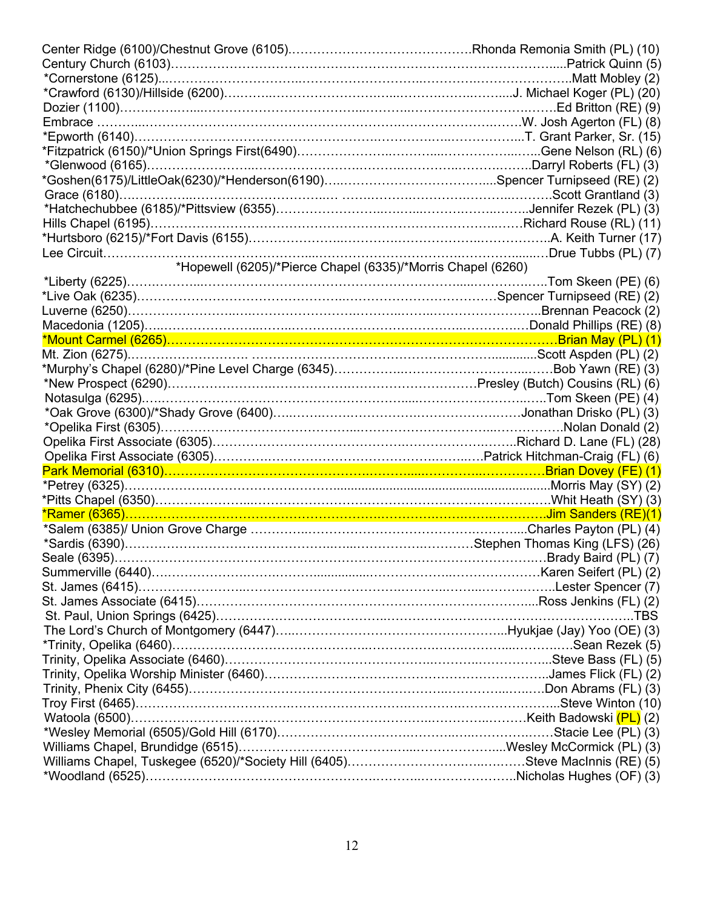Center Ridge (6100)/Chestnut Grove (6105)……………………………………Rhonda Remonia Smith (PL) (10)
Century Church (6103)……………………………………………………………………………….....Patrick Quinn (5)
*Cornerstone (6125)..……………………………………………………………………………….Matt Mobley (2)
*Crawford (6130)/Hillside (6200)……………………………………………………………J. Michael Koger (PL) (20)
Dozier (1100)…………………………………………………………………………………….Ed Britton (RE) (9)
Embrace ……………………………………………………………………………………….W. Josh Agerton (FL) (8)
*Epworth (6140)……………………………………………………………………………...T. Grant Parker, Sr. (15)
*Fitzpatrick (6150)/*Union Springs First(6490)………………………………………….Gene Nelson (RL) (6)
*Glenwood (6165)……………………………………………………………………………Darryl Roberts (FL) (3)
*Goshen(6175)/LittleOak(6230)/*Henderson(6190)……………………………………....Spencer Turnipseed (RE) (2)
Grace (6180)………………………………………………………………………………………Scott Grantland (3)
*Hatchechubbee (6185)/*Pittsview (6355)………………………………………………..Jennifer Rezek (PL) (3)
Hills Chapel (6195)………………………………………………………………………………Richard Rouse (RL) (11)
*Hurtsboro (6215)/*Fort Davis (6155)……………………………………………………………A. Keith Turner (17)
Lee Circuit……………………………………………………………………………………….Drue Tubbs (PL) (7)
*Hopewell (6205)/*Pierce Chapel (6335)/*Morris Chapel (6260)
*Liberty (6225)……………………………………………………………………………………Tom Skeen (PE) (6)
*Live Oak (6235)……………………………………………………………………Spencer Turnipseed (RE) (2)
Luverne (6250)………………………………………………………………………………Brennan Peacock (2)
Macedonia (1205)……………………………………………………………………………Donald Phillips (RE) (8)
*Mount Carmel (6265)……………………………………………………………………………Brian May (PL) (1)
Mt. Zion (6275)………………………………………………………………………………Scott Aspden (PL) (2)
*Murphy's Chapel (6280)/*Pine Level Charge (6345)……………………………………………Bob Yawn (RE) (3)
*New Prospect (6290)………………………………………………………………Presley (Butch) Cousins (RL) (6)
Notasulga (6295)……………………………………………………………………………………Tom Skeen (PE) (4)
*Oak Grove (6300)/*Shady Grove (6400)…………………………………………………Jonathan Drisko (PL) (3)
*Opelika First (6305)………………………………………………………………………………Nolan Donald (2)
Opelika First Associate (6305)……………………………………………………………Richard D. Lane (FL) (28)
Opelika First Associate (6305)……………………………………………………Patrick Hitchman-Craig (FL) (6)
Park Memorial (6310)…………………………………………………………………………Brian Dovey (FE) (1)
*Petrey (6325)…………………………………………………………………………………Morris May (SY) (2)
*Pitts Chapel (6350)………………………………………………………………………………Whit Heath (SY) (3)
*Ramer (6365)…………………………………………………………………………………Jim Sanders (RE)(1)
*Salem (6385)/ Union Grove Charge ………………………………………………………...Charles Payton (PL) (4)
*Sardis (6390)……………………………………………………………………Stephen Thomas King (LFS) (26)
Seale (6395)………………………………………………………………………………………Brady Baird (PL) (7)
Summerville (6440)…………………………………………………………………………Karen Seifert (PL) (2)
St. James (6415)……………………………………………………………………………………Lester Spencer (7)
St. James Associate (6415)…………………………………………………………………....Ross Jenkins (FL) (2)
St. Paul, Union Springs (6425)……………………………………………………………………………………..TBS
The Lord's Church of Montgomery (6447)……………………………………………..Hyukjae (Jay) Yoo (OE) (3)
*Trinity, Opelika (6460)……………………………………………………………………………….Sean Rezek (5)
Trinity, Opelika Associate (6460)………………………………………………………………...Steve Bass (FL) (5)
Trinity, Opelika Worship Minister (6460)………………………………………………………..James Flick (FL) (2)
Trinity, Phenix City (6455)……………………………………………………………………Don Abrams (FL) (3)
Troy First (6465)………………………………………………………………………………………...Steve Winton (10)
Watoola (6500)……………………………………………………………………………Keith Badowski (PL) (2)
*Wesley Memorial (6505)/Gold Hill (6170)…………………………………………………….Stacie Lee (PL) (3)
Williams Chapel, Brundidge (6515)………………………………………………………...Wesley McCormick (PL) (3)
Williams Chapel, Tuskegee (6520)/*Society Hill (6405)…………………………………Steve MacInnis (RE) (5)
*Woodland (6525)………………………………………………………………………..Nicholas Hughes (OF) (3)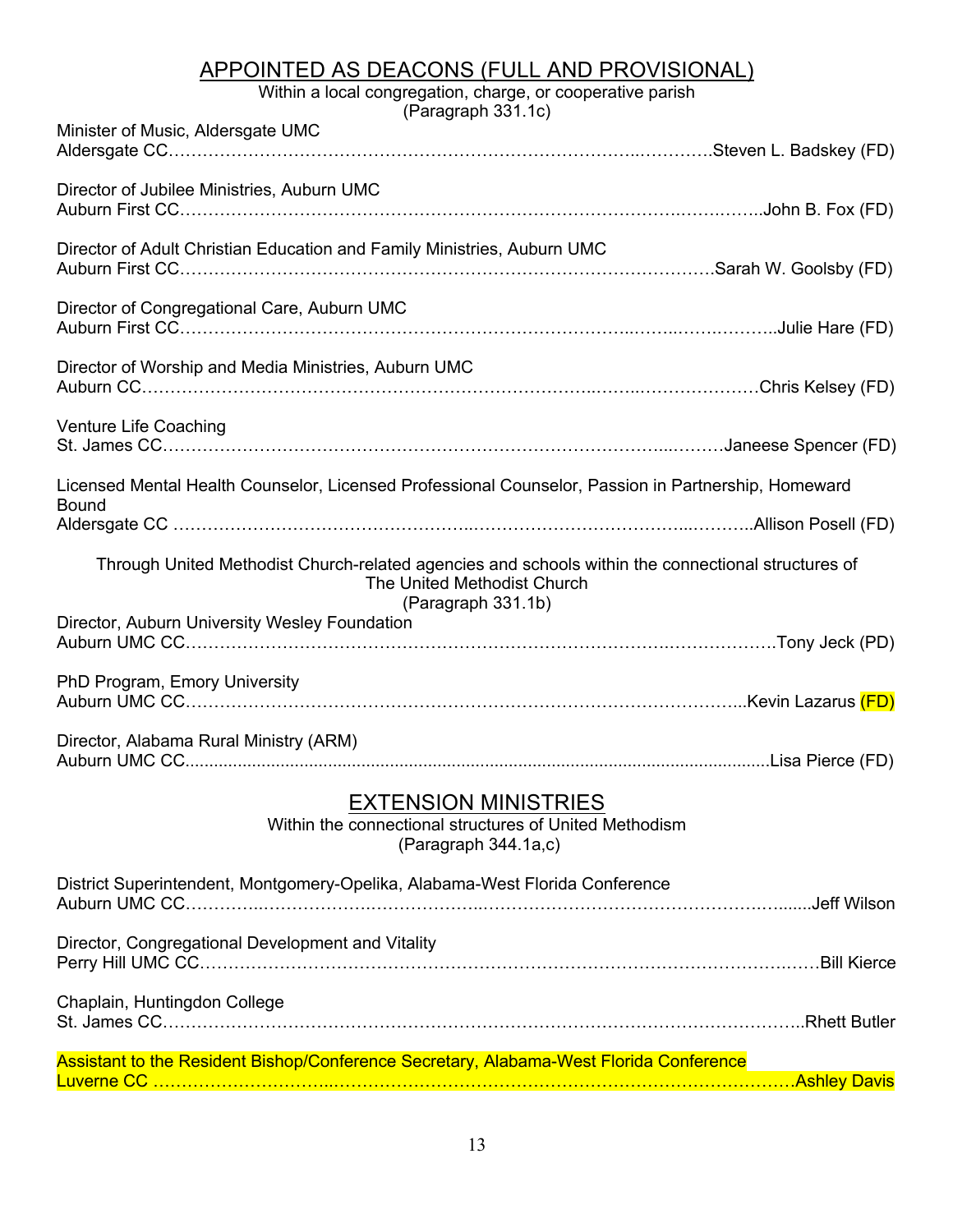## APPOINTED AS DEACONS (FULL AND PROVISIONAL)

Within a local congregation, charge, or cooperative parish
(Paragraph 331.1c)

Minister of Music, Aldersgate UMC
Aldersgate CC……………………………………………………………………….………….Steven L. Badskey (FD)

Director of Jubilee Ministries, Auburn UMC
Auburn First CC………………………………………………………………………………..John B. Fox (FD)

Director of Adult Christian Education and Family Ministries, Auburn UMC
Auburn First CC……………………………………………………………………………….Sarah W. Goolsby (FD)

Director of Congregational Care, Auburn UMC
Auburn First CC………………………………………………………………………………..Julie Hare (FD)

Director of Worship and Media Ministries, Auburn UMC
Auburn CC………………………………………………………………………………………Chris Kelsey (FD)

Venture Life Coaching
St. James CC……………………………………………………………………………………Janeese Spencer (FD)

Licensed Mental Health Counselor, Licensed Professional Counselor, Passion in Partnership, Homeward Bound
Aldersgate CC ……………………………………………………………………………………..Allison Posell (FD)

Through United Methodist Church-related agencies and schools within the connectional structures of The United Methodist Church
(Paragraph 331.1b)

Director, Auburn University Wesley Foundation
Auburn UMC CC…………………………………………………………………………………Tony Jeck (PD)

PhD Program, Emory University
Auburn UMC CC…………………………………………………………………………………...Kevin Lazarus (FD)

Director, Alabama Rural Ministry (ARM)
Auburn UMC CC.....................................................................................................................Lisa Pierce (FD)

## EXTENSION MINISTRIES

Within the connectional structures of United Methodism
(Paragraph 344.1a,c)

District Superintendent, Montgomery-Opelika, Alabama-West Florida Conference
Auburn UMC CC…………………………………………………………………………………......Jeff Wilson

Director, Congregational Development and Vitality
Perry Hill UMC CC………………………………………………………………………………………Bill Kierce

Chaplain, Huntingdon College
St. James CC……………………………………………………………………………………………..Rhett Butler

Assistant to the Resident Bishop/Conference Secretary, Alabama-West Florida Conference
Luverne CC ……………………………………………………………………………………………Ashley Davis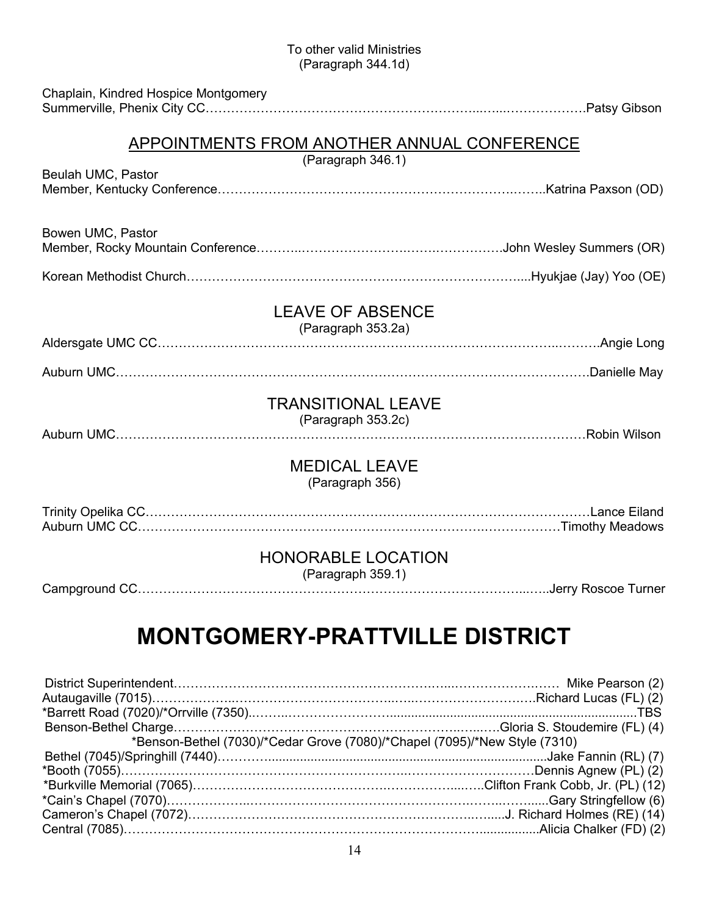To other valid Ministries
(Paragraph 344.1d)

Chaplain, Kindred Hospice Montgomery
Summerville, Phenix City CC……………………………………………………………..…..……………….Patsy Gibson

## APPOINTMENTS FROM ANOTHER ANNUAL CONFERENCE

(Paragraph 346.1)

Beulah UMC, Pastor
Member, Kentucky Conference……………………………………………………………….……..Katrina Paxson (OD)

Bowen UMC, Pastor
Member, Rocky Mountain Conference………..…………………….….……………….John Wesley Summers (OR)

Korean Methodist Church……………………………………………………………………....Hyukjae (Jay) Yoo (OE)

## LEAVE OF ABSENCE

(Paragraph 353.2a)

Aldersgate UMC CC………………………………………………………………………………..……….Angie Long

Auburn UMC……………………………………………………………………………………………….Danielle May

## TRANSITIONAL LEAVE

(Paragraph 353.2c)

Auburn UMC………………………………………………………………………………………………Robin Wilson

## MEDICAL LEAVE

(Paragraph 356)

Trinity Opelika CC…………………………………………………………………………………………Lance Eiland
Auburn UMC CC………………………………………………………………….……………Timothy Meadows

## HONORABLE LOCATION

(Paragraph 359.1)

Campground CC…………………………………………………………………………...…..Jerry Roscoe Turner

# MONTGOMERY-PRATTVILLE DISTRICT

District Superintendent……………………………………………………...……………….… Mike Pearson (2)
Autaugaville (7015)………….…...………………………..….………………….….Richard Lucas (FL) (2)
*Barrett Road (7020)/*Orrville (7350)..……..……………………...............................................TBS
Benson-Bethel Charge………………………………………………………..…...….Gloria S. Stoudemire (FL) (4)
*Benson-Bethel (7030)/*Cedar Grove (7080)/*Chapel (7095)/*New Style (7310)
Bethel (7045)/Springhill (7440)…………..............................................................Jake Fannin (RL) (7)
*Booth (7055)…………………………………………………...………………………Dennis Agnew (PL) (2)
*Burkville Memorial (7065)……………………………….…………...…..Clifton Frank Cobb, Jr. (PL) (12)
*Cain's Chapel (7070)………………..…………………………….……..…….……......Gary Stringfellow (6)
Cameron's Chapel (7072)……………………………………………….…......J. Richard Holmes (RE) (14)
Central (7085)……………………………………………………………………................Alicia Chalker (FD) (2)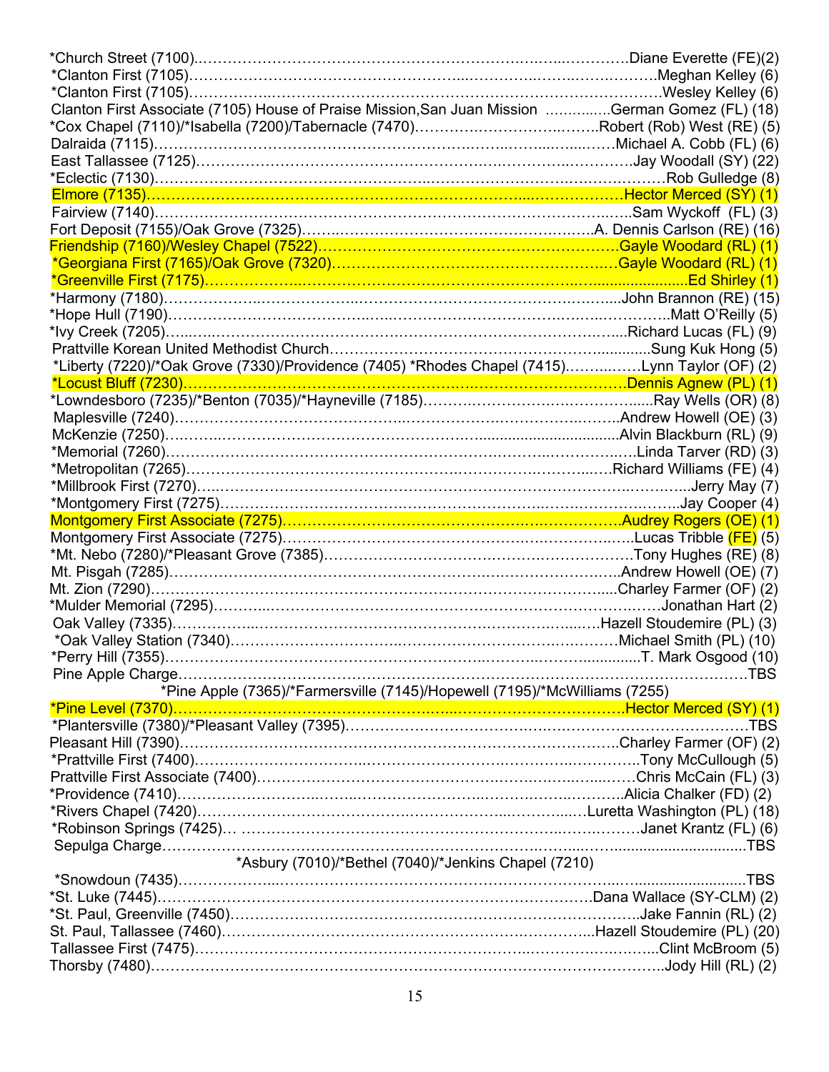*Church Street (7100)……………………………………………………………………..Diane Everette (FE)(2)
*Clanton First (7105)……………………………………………………………………..Meghan Kelley (6)
*Clanton First (7105)……………………………………………………………………..Wesley Kelley (6)
Clanton First Associate (7105) House of Praise Mission,San Juan Mission …………..German Gomez (FL) (18)
*Cox Chapel (7110)/*Isabella (7200)/Tabernacle (7470)……………………………..Robert (Rob) West (RE) (5)
Dalraida (7115)……………………………………………………………………..Michael A. Cobb (FL) (6)
East Tallassee (7125)……………………………………………………………………..Jay Woodall (SY) (22)
*Eclectic (7130)……………………………………………………………………..Rob Gulledge (8)
Elmore (7135)……………………………………………………………………..Hector Merced (SY) (1)
Fairview (7140)……………………………………………………………………..Sam Wyckoff (FL) (3)
Fort Deposit (7155)/Oak Grove (7325)……………………………………………..A. Dennis Carlson (RE) (16)
Friendship (7160)/Wesley Chapel (7522)……………………………………………..Gayle Woodard (RL) (1)
*Georgiana First (7165)/Oak Grove (7320)……………………………………………..Gayle Woodard (RL) (1)
*Greenville First (7175)……………………………………………………………………..Ed Shirley (1)
*Harmony (7180)……………………………………………………………………..John Brannon (RE) (15)
*Hope Hull (7190)……………………………………………………………………..Matt O'Reilly (5)
*Ivy Creek (7205)……………………………………………………………………..Richard Lucas (FL) (9)
Prattville Korean United Methodist Church……………………………………………..Sung Kuk Hong (5)
*Liberty (7220)/*Oak Grove (7330)/Providence (7405) *Rhodes Chapel (7415)………..Lynn Taylor (OF) (2)
*Locust Bluff (7230)……………………………………………………………………..Dennis Agnew (PL) (1)
*Lowndesboro (7235)/*Benton (7035)/*Hayneville (7185)……………………………..Ray Wells (OR) (8)
Maplesville (7240)……………………………………………………………………..Andrew Howell (OE) (3)
McKenzie (7250)……………………………………………………………………..Alvin Blackburn (RL) (9)
*Memorial (7260)……………………………………………………………………..Linda Tarver (RD) (3)
*Metropolitan (7265)……………………………………………………………………..Richard Williams (FE) (4)
*Millbrook First (7270)……………………………………………………………………..Jerry May (7)
*Montgomery First (7275)……………………………………………………………………..Jay Cooper (4)
Montgomery First Associate (7275)……………………………………………………..Audrey Rogers (OE) (1)
Montgomery First Associate (7275)……………………………………………………..Lucas Tribble (FE) (5)
*Mt. Nebo (7280)/*Pleasant Grove (7385)……………………………………………..Tony Hughes (RE) (8)
Mt. Pisgah (7285)……………………………………………………………………..Andrew Howell (OE) (7)
Mt. Zion (7290)……………………………………………………………………..Charley Farmer (OF) (2)
*Mulder Memorial (7295)……………………………………………………………………..Jonathan Hart (2)
Oak Valley (7335)……………………………………………………………………..Hazell Stoudemire (PL) (3)
*Oak Valley Station (7340)……………………………………………………………………..Michael Smith (PL) (10)
*Perry Hill (7355)……………………………………………………………………..T. Mark Osgood (10)
Pine Apple Charge……………………………………………………………………..TBS
*Pine Apple (7365)/*Farmersville (7145)/Hopewell (7195)/*McWilliams (7255)
*Pine Level (7370)……………………………………………………………………..Hector Merced (SY) (1)
*Plantersville (7380)/*Pleasant Valley (7395)……………………………………………..TBS
Pleasant Hill (7390)……………………………………………………………………..Charley Farmer (OF) (2)
*Prattville First (7400)……………………………………………………………………..Tony McCullough (5)
Prattville First Associate (7400)……………………………………………………..Chris McCain (FL) (3)
*Providence (7410)……………………………………………………………………..Alicia Chalker (FD) (2)
*Rivers Chapel (7420)……………………………………………………………………..Luretta Washington (PL) (18)
*Robinson Springs (7425)… ……………………………………………………………..Janet Krantz (FL) (6)
Sepulga Charge……………………………………………………………………..TBS
*Asbury (7010)/*Bethel (7040)/*Jenkins Chapel (7210)
*Snowdoun (7435)……………………………………………………………………..TBS
*St. Luke (7445)……………………………………………………………………..Dana Wallace (SY-CLM) (2)
*St. Paul, Greenville (7450)……………………………………………………………..Jake Fannin (RL) (2)
St. Paul, Tallassee (7460)……………………………………………………………..Hazell Stoudemire (PL) (20)
Tallassee First (7475)……………………………………………………………………..Clint McBroom (5)
Thorsby (7480)……………………………………………………………………..Jody Hill (RL) (2)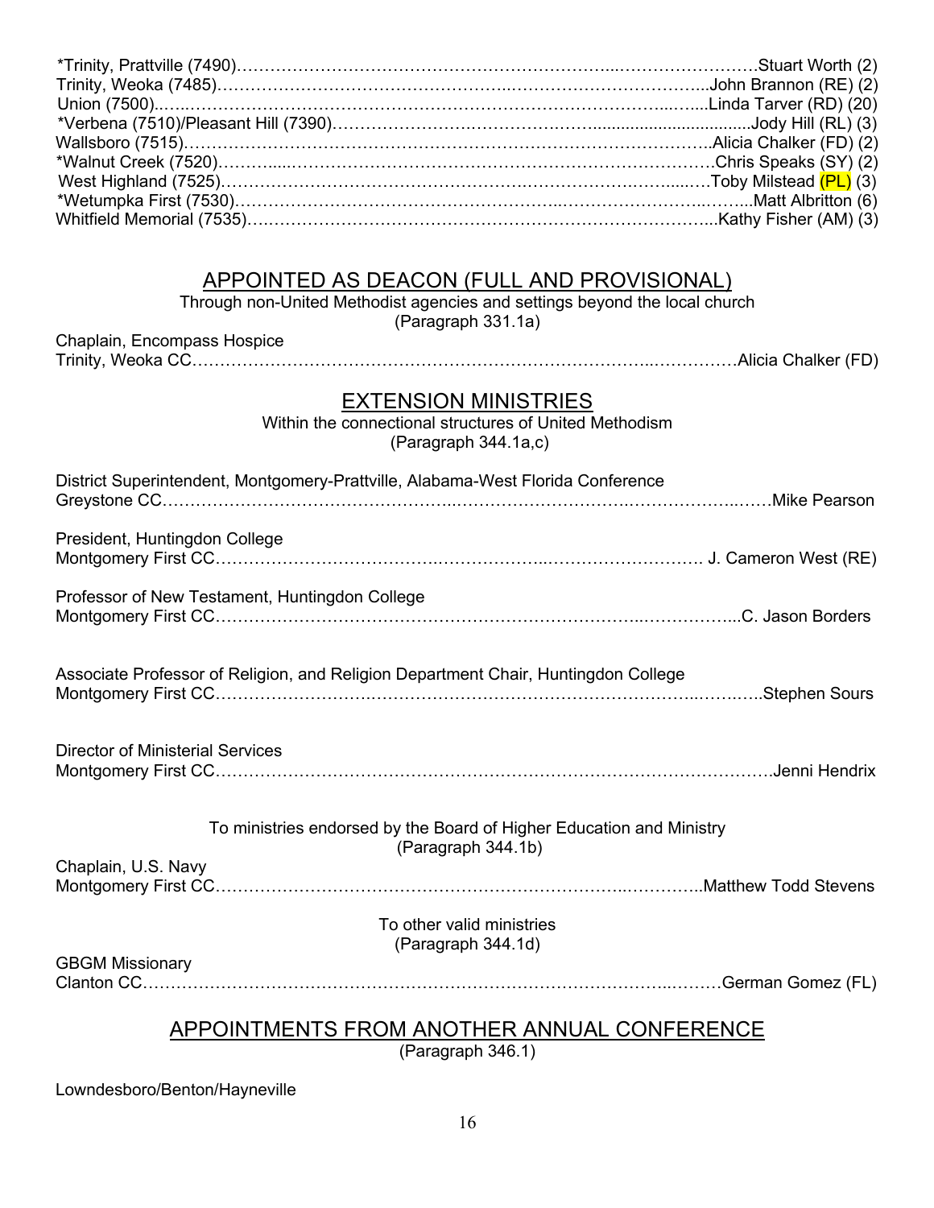*Trinity, Prattville (7490)……………………………………………………………Stuart Worth (2)
Trinity, Weoka (7485)……………………………………………………………John Brannon (RE) (2)
Union (7500)……………………………………………………………Linda Tarver (RD) (20)
*Verbena (7510)/Pleasant Hill (7390)……………………………………………………………Jody Hill (RL) (3)
Wallsboro (7515)……………………………………………………………Alicia Chalker (FD) (2)
*Walnut Creek (7520)……………………………………………………………Chris Speaks (SY) (2)
West Highland (7525)……………………………………………………………Toby Milstead (PL) (3)
*Wetumpka First (7530)……………………………………………………………Matt Albritton (6)
Whitfield Memorial (7535)……………………………………………………………Kathy Fisher (AM) (3)

## APPOINTED AS DEACON (FULL AND PROVISIONAL)

Through non-United Methodist agencies and settings beyond the local church
(Paragraph 331.1a)

Chaplain, Encompass Hospice
Trinity, Weoka CC……………………………………………………………Alicia Chalker (FD)

## EXTENSION MINISTRIES

Within the connectional structures of United Methodism
(Paragraph 344.1a,c)

District Superintendent, Montgomery-Prattville, Alabama-West Florida Conference
Greystone CC……………………………………………………………Mike Pearson

President, Huntingdon College
Montgomery First CC……………………………………………………………J. Cameron West (RE)

Professor of New Testament, Huntingdon College
Montgomery First CC……………………………………………………………C. Jason Borders

Associate Professor of Religion, and Religion Department Chair, Huntingdon College
Montgomery First CC……………………………………………………………Stephen Sours

Director of Ministerial Services
Montgomery First CC……………………………………………………………Jenni Hendrix

To ministries endorsed by the Board of Higher Education and Ministry
(Paragraph 344.1b)

Chaplain, U.S. Navy
Montgomery First CC……………………………………………………………Matthew Todd Stevens

To other valid ministries
(Paragraph 344.1d)

GBGM Missionary
Clanton CC……………………………………………………………German Gomez (FL)

## APPOINTMENTS FROM ANOTHER ANNUAL CONFERENCE

(Paragraph 346.1)

Lowndesboro/Benton/Hayneville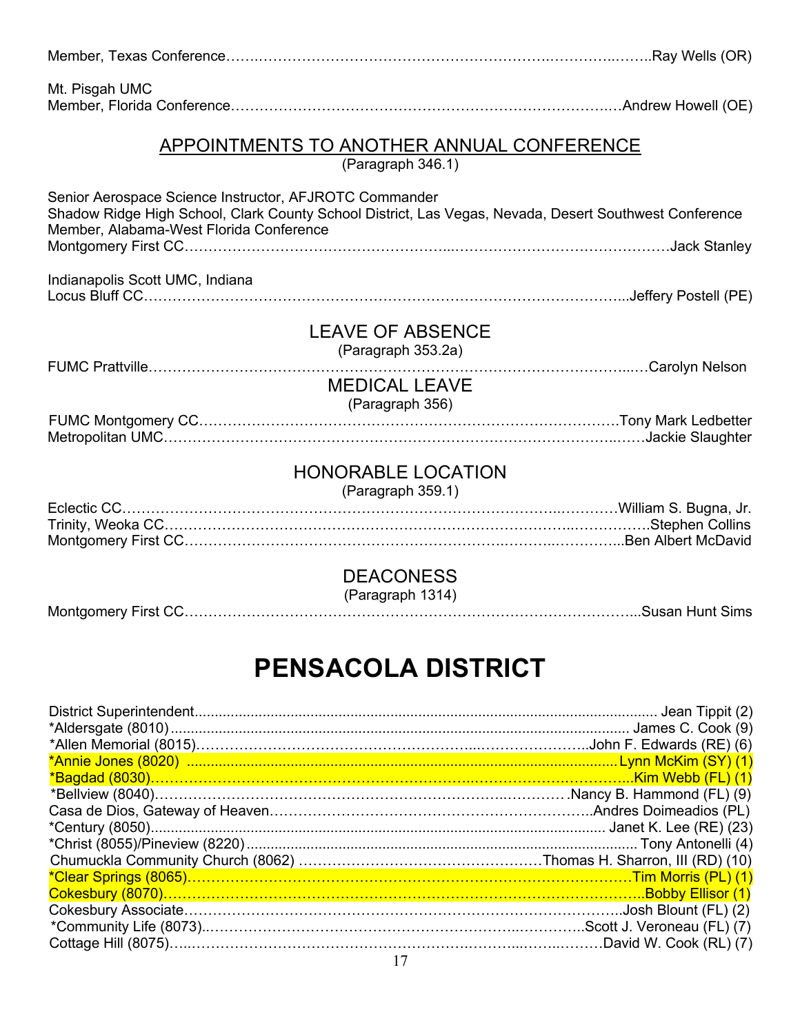Member, Texas Conference……………………………………………………………………………Ray Wells (OR)

Mt. Pisgah UMC
Member, Florida Conference………………………………………………………………………Andrew Howell (OE)

## APPOINTMENTS TO ANOTHER ANNUAL CONFERENCE

(Paragraph 346.1)

Senior Aerospace Science Instructor, AFJROTC Commander
Shadow Ridge High School, Clark County School District, Las Vegas, Nevada, Desert Southwest Conference
Member, Alabama-West Florida Conference
Montgomery First CC……………………………………………………………………………………Jack Stanley

Indianapolis Scott UMC, Indiana
Locus Bluff CC…………………………………………………………………………………………Jeffery Postell (PE)

## LEAVE OF ABSENCE

(Paragraph 353.2a)

FUMC Prattville……………………………………………………………………………………………Carolyn Nelson

## MEDICAL LEAVE

(Paragraph 356)

FUMC Montgomery CC…………………………………………………………………………Tony Mark Ledbetter
Metropolitan UMC…………………………………………………………………………………………Jackie Slaughter

## HONORABLE LOCATION

(Paragraph 359.1)

Eclectic CC……………………………………………………………………………………William S. Bugna, Jr.
Trinity, Weoka CC…………………………………………………………………………………Stephen Collins
Montgomery First CC………………………………………………………………………………Ben Albert McDavid

## DEACONESS

(Paragraph 1314)

Montgomery First CC……………………………………………………………………………………Susan Hunt Sims

# PENSACOLA DISTRICT

District Superintendent.............................................................................................. Jean Tippit (2)
*Aldersgate (8010).................................................................................................. James C. Cook (9)
*Allen Memorial (8015)……………………………………………………………………John F. Edwards (RE) (6)
*Annie Jones (8020)............................................................................................Lynn McKim (SY) (1)
*Bagdad (8030)………………………………………………………………………………Kim Webb (FL) (1)
*Bellview (8040)………………………………………………………………………Nancy B. Hammond (FL) (9)
Casa de Dios, Gateway of Heaven……………………………………………………Andres Doimeadios (PL)
*Century (8050)................................................................................................ Janet K. Lee (RE) (23)
*Christ (8055)/Pineview (8220)................................................................................. Tony Antonelli (4)
Chumuckla Community Church (8062) ………………………………………Thomas H. Sharron, III (RD) (10)
*Clear Springs (8065)…………………………………………………………………………Tim Morris (PL) (1)
Cokesbury (8070)……………………………………………………………………………Bobby Ellisor (1)
Cokesbury Associate………………………………………………………………………………Josh Blount (FL) (2)
*Community Life (8073)……………………………………………………………………Scott J. Veroneau (FL) (7)
Cottage Hill (8075)…………………………………………………………………………David W. Cook (RL) (7)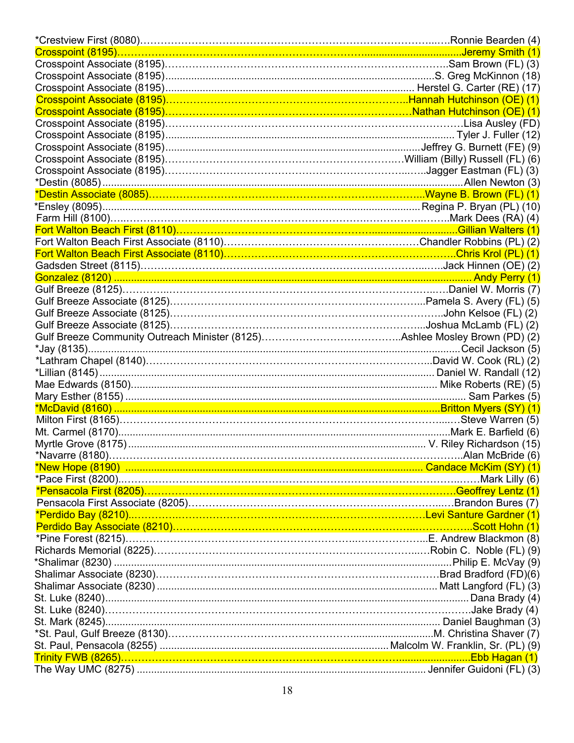*Crestview First (8080)………………………………………………………………………..…..Ronnie Bearden (4)
Crosspoint (8195)…………………………………………………………….............................Jeremy Smith (1)
Crosspoint Associate (8195)…………………………………………………………………….Sam Brown (FL) (3)
Crosspoint Associate (8195)...........................................................................................S. Greg McKinnon (18)
Crosspoint Associate (8195)........................................................................................ Herstel G. Carter (RE) (17)
Crosspoint Associate (8195)……………………………………………………………..Hannah Hutchinson (OE) (1)
Crosspoint Associate (8195)……………………………………………………………Nathan Hutchinson (OE) (1)
Crosspoint Associate (8195)………………………………………………………………………Lisa Ausley (FD)
Crosspoint Associate (8195)..................................................................................................... Tyler J. Fuller (12)
Crosspoint Associate (8195)........................................................................................Jeffrey G. Burnett (FE) (9)
Crosspoint Associate (8195)…………………………………………………………William (Billy) Russell (FL) (6)
Crosspoint Associate (8195)………………………………………………………………..…..Jagger Eastman (FL) (3)
*Destin (8085)..........................................................................................................................Allen Newton (3)
*Destin Associate (8085)…………………………………………………………………..Wayne B. Brown (FL) (1)
*Ensley (8095)...........................................................................................................Regina P. Bryan (PL) (10)
Farm Hill (8100)…..…………………………………………………………………………..…….Mark Dees (RA) (4)
Fort Walton Beach First (8110)……………………………………………..............................Gillian Walters (1)
Fort Walton Beach First Associate (8110)…………………………………………………Chandler Robbins (PL) (2)
Fort Walton Beach First Associate (8110)…………………………………………………………Chris Krol (PL) (1)
Gadsden Street (8115)……………………………………………………………………...…..Jack Hinnen (OE) (2)
Gonzalez (8120) ......................................................................................................................... Andy Perry (1)
Gulf Breeze (8125)…………..……………………………………………………………….…..Daniel W. Morris (7)
Gulf Breeze Associate (8125)……………………………………………………………...Pamela S. Avery (FL) (5)
Gulf Breeze Associate (8125)………………………………………………………………….John Kelsoe (FL) (2)
Gulf Breeze Associate (8125)…………………………………………………………….Joshua McLamb (FL) (2)
Gulf Breeze Community Outreach Minister (8125)………………………………….Ashlee Mosley Brown (PD) (2)
*Jay (8135).................................................................................................................................Cecil Jackson (5)
*Lathram Chapel (8140)……………………………………………………………………..David W. Cook (RL) (2)
*Lillian (8145) ..................................................................................................................... Daniel W. Randall (12)
Mae Edwards (8150)........................................................................................................ Mike Roberts (RE) (5)
Mary Esther (8155) ....................................................................................................................... Sam Parkes (5)
*McDavid (8160) ..............................................................................................................Britton Myers (SY) (1)
Milton First (8165)……………………………………………………………………………...….Steve Warren (5)
Mt. Carmel (8170)...................................................................................................................Mark E. Barfield (6)
Myrtle Grove (8175) ........................................................................................................ V. Riley Richardson (15)
*Navarre (8180)………………………………………………………………….……………..…………..Alan McBride (6)
*New Hope (8190) ....................................................................................................... Candace McKim (SY) (1)
*Pace First (8200).……………………………………………………………………………….……Mark Lilly (6)
*Pensacola First (8205)………………………………………………………………………………Geoffrey Lentz (1)
Pensacola First Associate (8205)……………………………………………………………...….Brandon Bures (7)
*Perdido Bay (8210)..…………………………………………………………………………Levi Santure Gardner (1)
Perdido Bay Associate (8210)…………………………………………………………..……………..Scott Hohn (1)
*Pine Forest (8215)……………………………………………………..…………………..E. Andrew Blackmon (8)
Richards Memorial (8225)……………………………………………………………..….Robin C. Noble (FL) (9)
*Shalimar (8230) ........................................................................................................................Philip E. McVay (9)
Shalimar Associate (8230)…………………………………………………………………..…Brad Bradford (FD)(6)
Shalimar Associate (8230) ................................................................................................ Matt Langford (FL) (3)
St. Luke (8240)...............................................................................................................................Dana Brady (4)
St. Luke (8240)………………………………………………………………………………….….Jake Brady (4)
St. Mark (8245)...................................................................................................................... Daniel Baughman (3)
*St. Paul, Gulf Breeze (8130)………………………………………………….........................M. Christina Shaver (7)
St. Paul, Pensacola (8255) ...................................................................................Malcolm W. Franklin, Sr. (PL) (9)
Trinity FWB (8265)…………………………………………………………………….........................Ebb Hagan (1)
The Way UMC (8275) .................................................................................................... Jennifer Guidoni (FL) (3)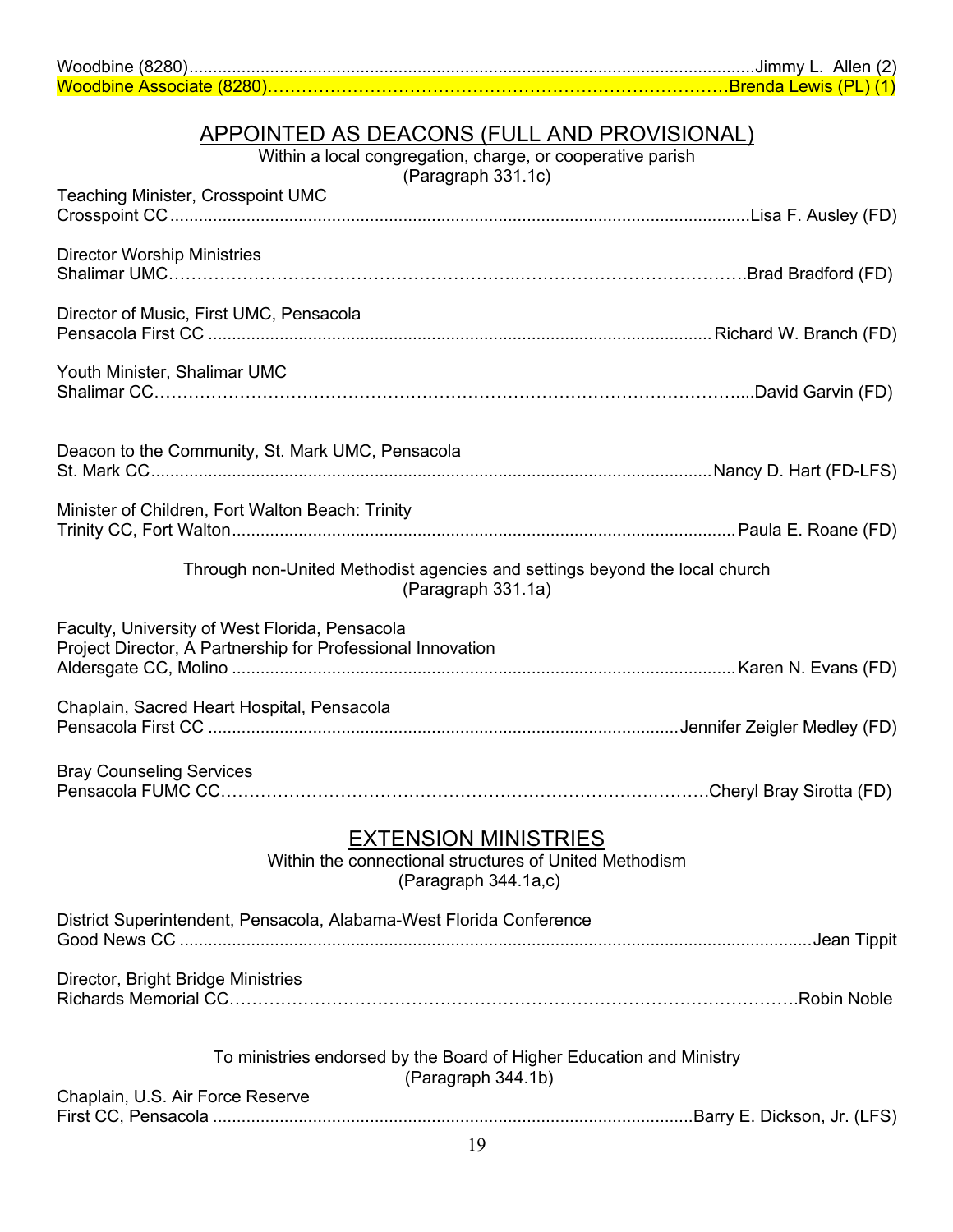Woodbine (8280)....................................................................................................................Jimmy L. Allen (2)

Woodbine Associate (8280)……………………………………………………………………….Brenda Lewis (PL) (1)

## APPOINTED AS DEACONS (FULL AND PROVISIONAL)

Within a local congregation, charge, or cooperative parish
(Paragraph 331.1c)

Teaching Minister, Crosspoint UMC
Crosspoint CC ........................................................................................................................Lisa F. Ausley (FD)

Director Worship Ministries
Shalimar UMC………………………………………………….…………………………………….Brad Bradford (FD)

Director of Music, First UMC, Pensacola
Pensacola First CC ........................................................................................................ Richard W. Branch (FD)

Youth Minister, Shalimar UMC
Shalimar CC………………………………………………………………………………………......David Garvin (FD)

Deacon to the Community, St. Mark UMC, Pensacola
St. Mark CC.....................................................................................................................Nancy D. Hart (FD-LFS)

Minister of Children, Fort Walton Beach: Trinity
Trinity CC, Fort Walton......................................................................................................... Paula E. Roane (FD)

Through non-United Methodist agencies and settings beyond the local church
(Paragraph 331.1a)

Faculty, University of West Florida, Pensacola
Project Director, A Partnership for Professional Innovation
Aldersgate CC, Molino ......................................................................................................... Karen N. Evans (FD)

Chaplain, Sacred Heart Hospital, Pensacola
Pensacola First CC ..................................................................................................Jennifer Zeigler Medley (FD)

Bray Counseling Services
Pensacola FUMC CC……………………………………………………………………….……….Cheryl Bray Sirotta (FD)

## EXTENSION MINISTRIES

Within the connectional structures of United Methodism
(Paragraph 344.1a,c)

District Superintendent, Pensacola, Alabama-West Florida Conference
Good News CC .................................................................................................................................Jean Tippit

Director, Bright Bridge Ministries
Richards Memorial CC……………………………………………………………………………………….Robin Noble

To ministries endorsed by the Board of Higher Education and Ministry
(Paragraph 344.1b)

Chaplain, U.S. Air Force Reserve
First CC, Pensacola ...................................................................................................Barry E. Dickson, Jr. (LFS)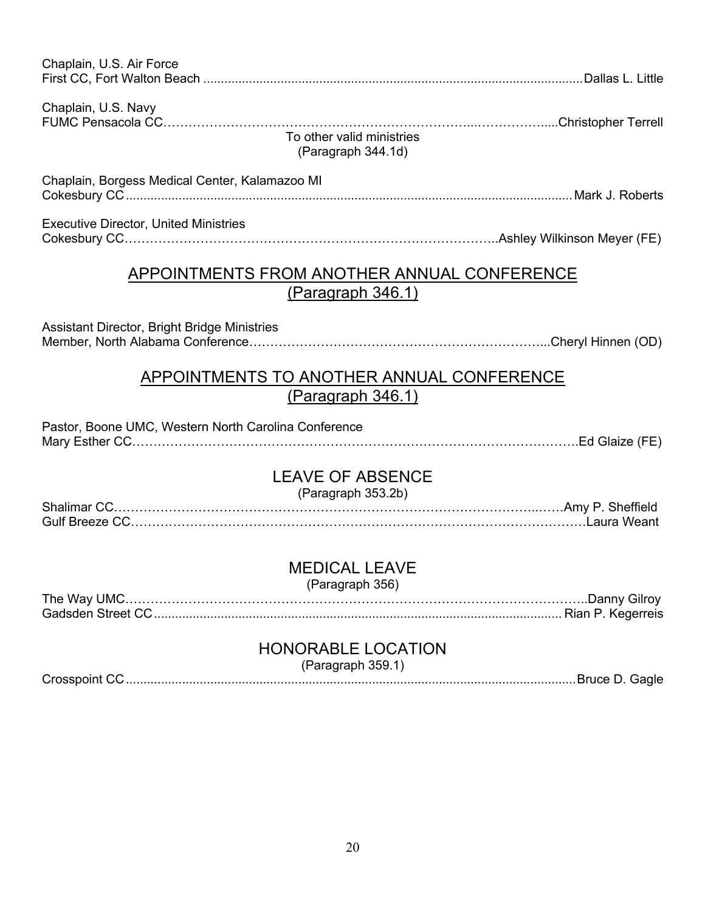Chaplain, U.S. Air Force
First CC, Fort Walton Beach ............................................................................................................Dallas L. Little

Chaplain, U.S. Navy
FUMC Pensacola CC…………………………………………………………………...……………......Christopher Terrell

To other valid ministries
(Paragraph 344.1d)

Chaplain, Borgess Medical Center, Kalamazoo MI
Cokesbury CC............................................................................................................................. Mark J. Roberts

Executive Director, United Ministries
Cokesbury CC…………………………………………………………………………..Ashley Wilkinson Meyer (FE)

## APPOINTMENTS FROM ANOTHER ANNUAL CONFERENCE (Paragraph 346.1)

Assistant Director, Bright Bridge Ministries
Member, North Alabama Conference…………………………………………………………...Cheryl Hinnen (OD)

## APPOINTMENTS TO ANOTHER ANNUAL CONFERENCE (Paragraph 346.1)

Pastor, Boone UMC, Western North Carolina Conference
Mary Esther CC……………………………………………………………………………………….Ed Glaize (FE)

## LEAVE OF ABSENCE

(Paragraph 353.2b)

Shalimar CC…………………………………………………………………………………...……Amy P. Sheffield
Gulf Breeze CC………………………………………………………………………………………Laura Weant

## MEDICAL LEAVE

(Paragraph 356)

The Way UMC………………………………………………………………………………………..Danny Gilroy
Gadsden Street CC.................................................................................................................. Rian P. Kegerreis

## HONORABLE LOCATION

(Paragraph 359.1)

Crosspoint CC..............................................................................................................................Bruce D. Gagle